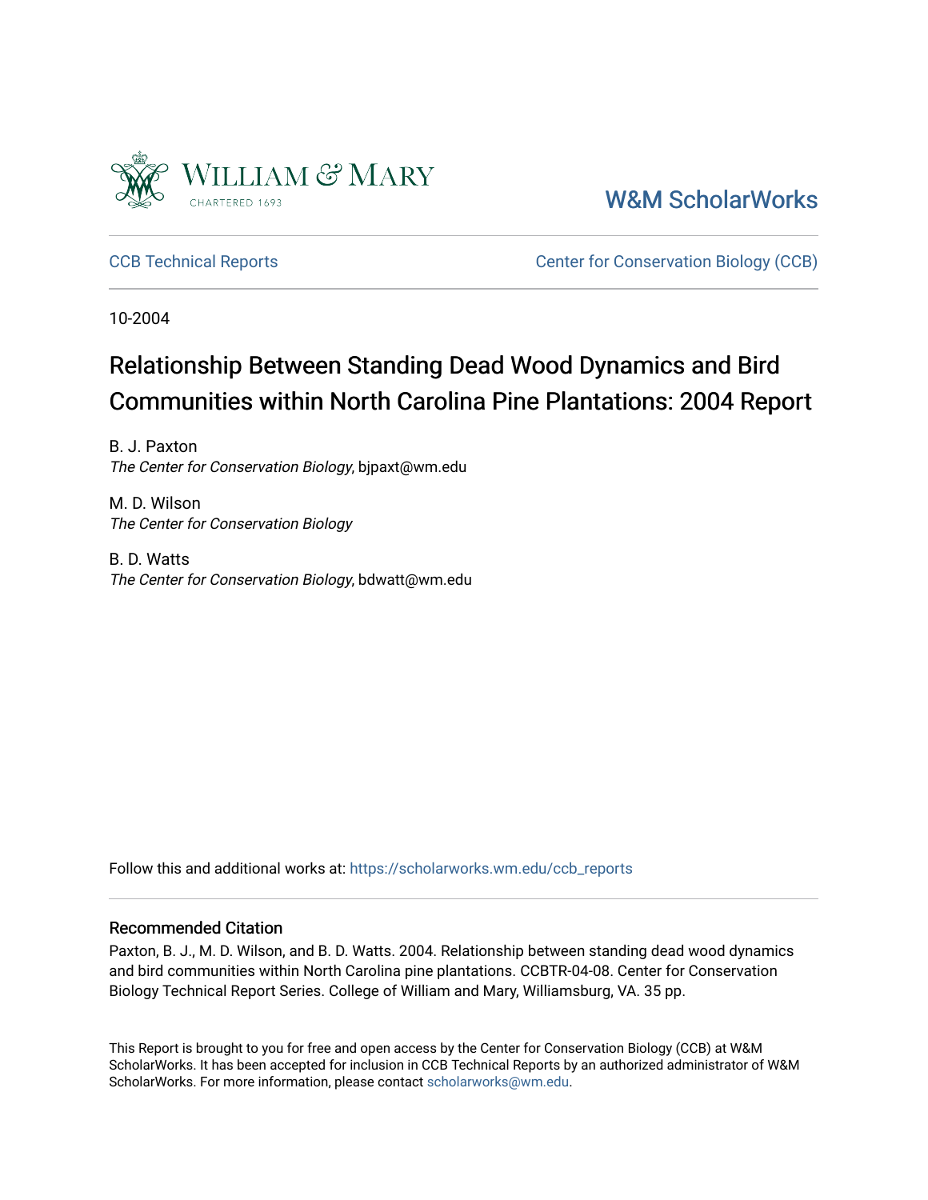William & Mary

CHARTERED 1693

W&M ScholarWorks

CCB Technical Reports

Center for Conservation Biology (CCB)

10-2004

# Relationship Between Standing Dead Wood Dynamics and Bird Communities within North Carolina Pine Plantations: 2004 Report

B. J. Paxton
*The Center for Conservation Biology*, bjpaxt@wm.edu

M. D. Wilson
*The Center for Conservation Biology*

B. D. Watts
*The Center for Conservation Biology*, bdwatt@wm.edu

Follow this and additional works at: https://scholarworks.wm.edu/ccb_reports

## Recommended Citation

Paxton, B. J., M. D. Wilson, and B. D. Watts. 2004. Relationship between standing dead wood dynamics and bird communities within North Carolina pine plantations. CCBTR-04-08. Center for Conservation Biology Technical Report Series. College of William and Mary, Williamsburg, VA. 35 pp.

This Report is brought to you for free and open access by the Center for Conservation Biology (CCB) at W&M ScholarWorks. It has been accepted for inclusion in CCB Technical Reports by an authorized administrator of W&M ScholarWorks. For more information, please contact scholarworks@wm.edu.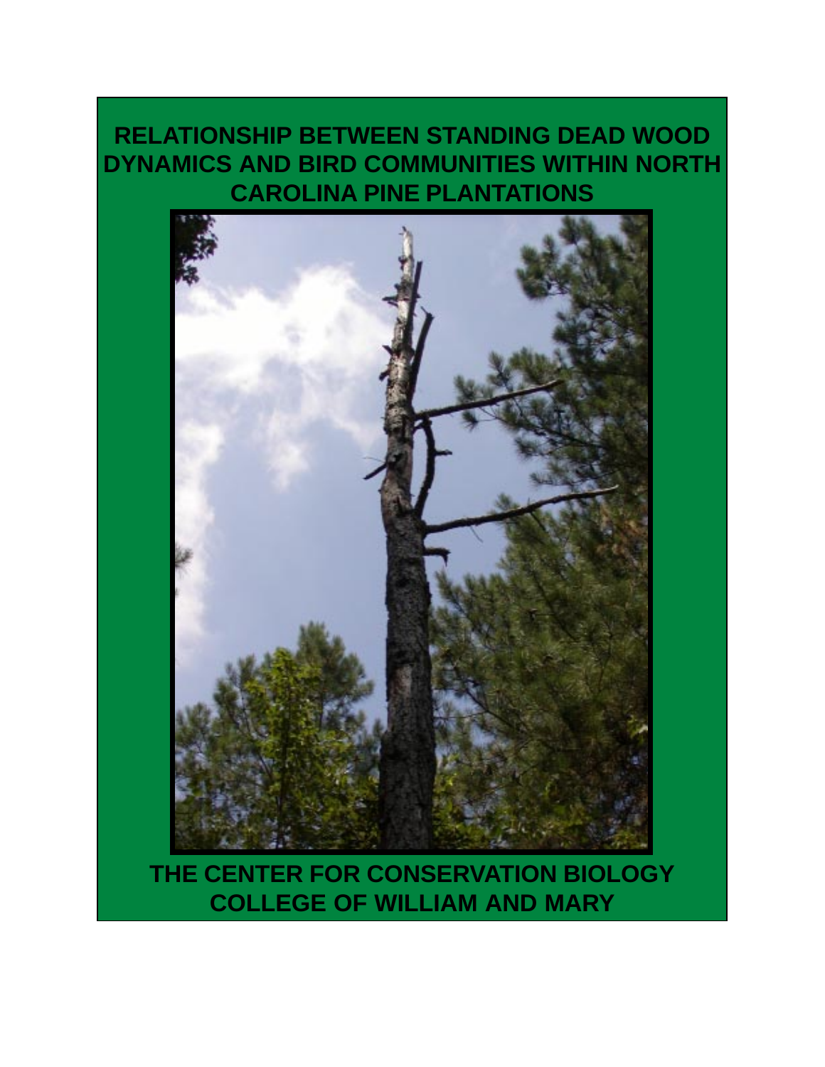# RELATIONSHIP BETWEEN STANDING DEAD WOOD DYNAMICS AND BIRD COMMUNITIES WITHIN NORTH CAROLINA PINE PLANTATIONS

**THE CENTER FOR CONSERVATION BIOLOGY**
**COLLEGE OF WILLIAM AND MARY**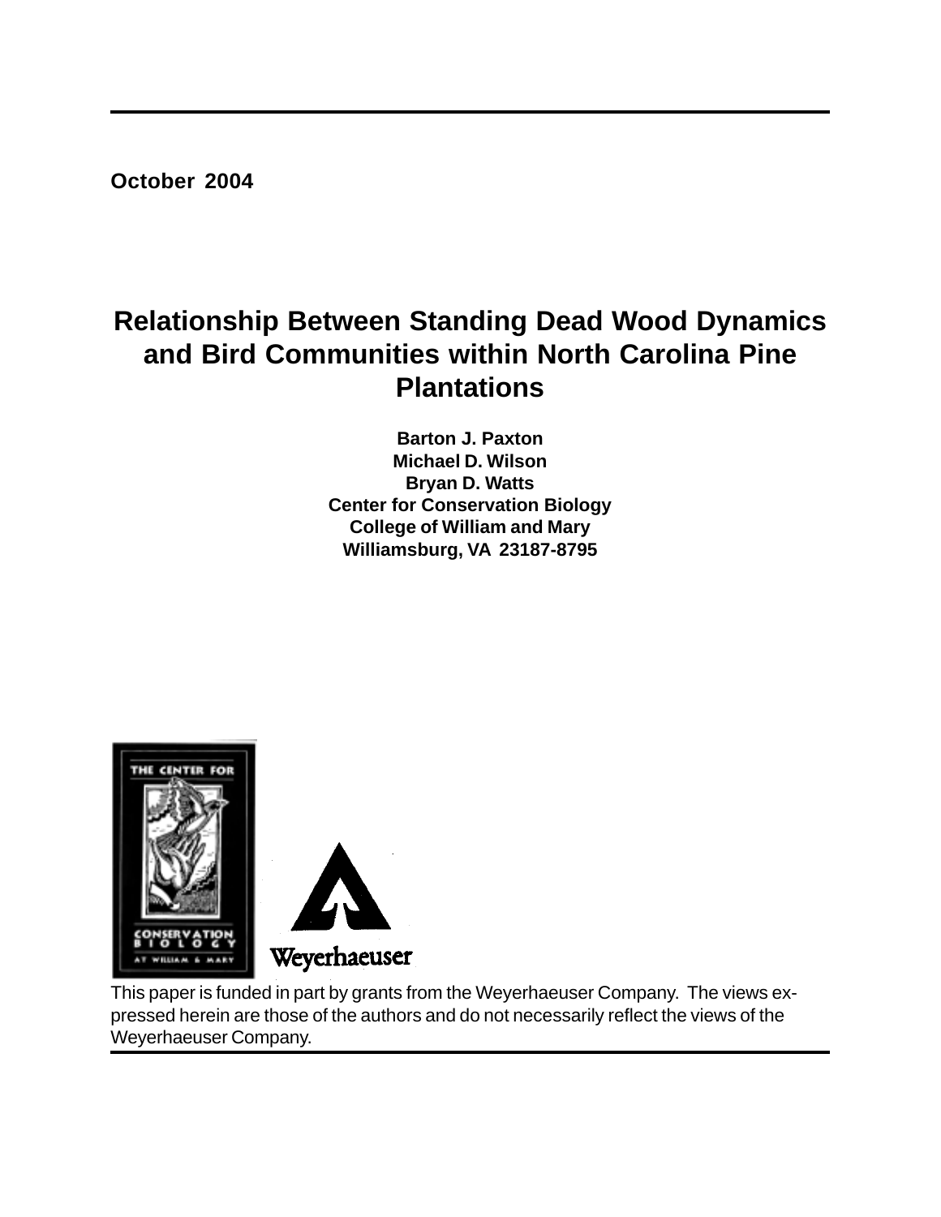**October 2004**

# Relationship Between Standing Dead Wood Dynamics and Bird Communities within North Carolina Pine Plantations

**Barton J. Paxton**
**Michael D. Wilson**
**Bryan D. Watts**
**Center for Conservation Biology**
**College of William and Mary**
**Williamsburg, VA 23187-8795**

This paper is funded in part by grants from the Weyerhaeuser Company. The views expressed herein are those of the authors and do not necessarily reflect the views of the Weyerhaeuser Company.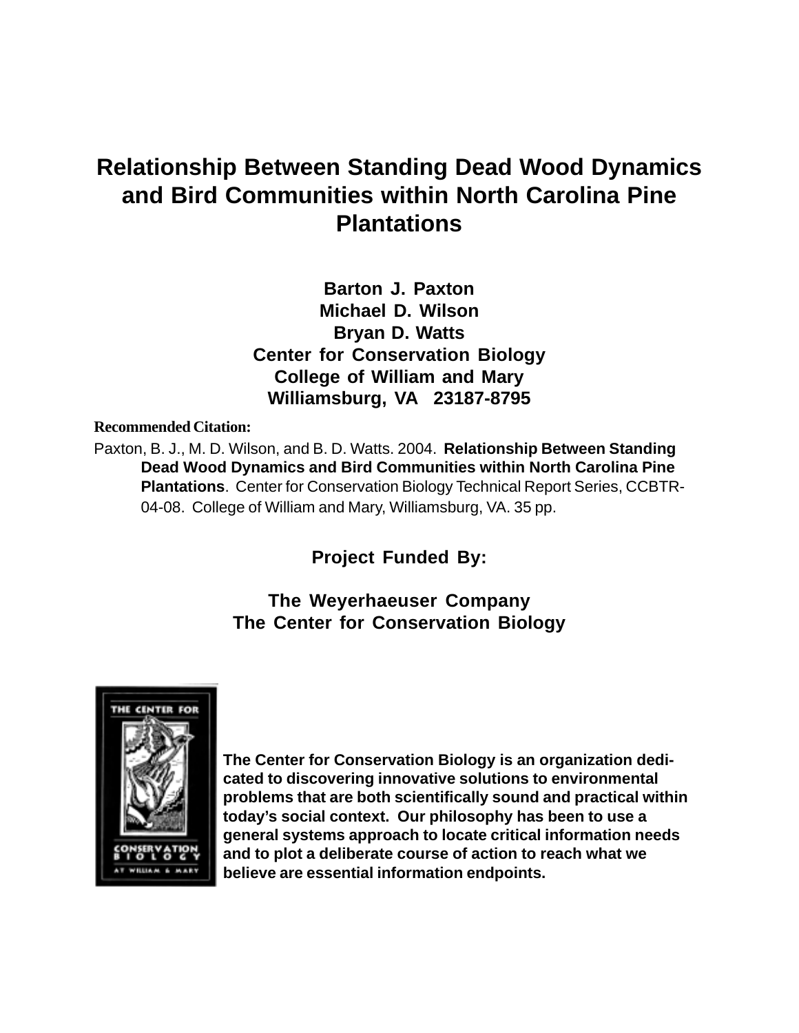# Relationship Between Standing Dead Wood Dynamics and Bird Communities within North Carolina Pine Plantations

**Barton J. Paxton**
**Michael D. Wilson**
**Bryan D. Watts**
**Center for Conservation Biology**
**College of William and Mary**
**Williamsburg, VA 23187-8795**

**Recommended Citation:**

Paxton, B. J., M. D. Wilson, and B. D. Watts. 2004. **Relationship Between Standing Dead Wood Dynamics and Bird Communities within North Carolina Pine Plantations**. Center for Conservation Biology Technical Report Series, CCBTR-04-08. College of William and Mary, Williamsburg, VA. 35 pp.

**Project Funded By:**

**The Weyerhaeuser Company**
**The Center for Conservation Biology**

**The Center for Conservation Biology is an organization dedicated to discovering innovative solutions to environmental problems that are both scientifically sound and practical within today's social context. Our philosophy has been to use a general systems approach to locate critical information needs and to plot a deliberate course of action to reach what we believe are essential information endpoints.**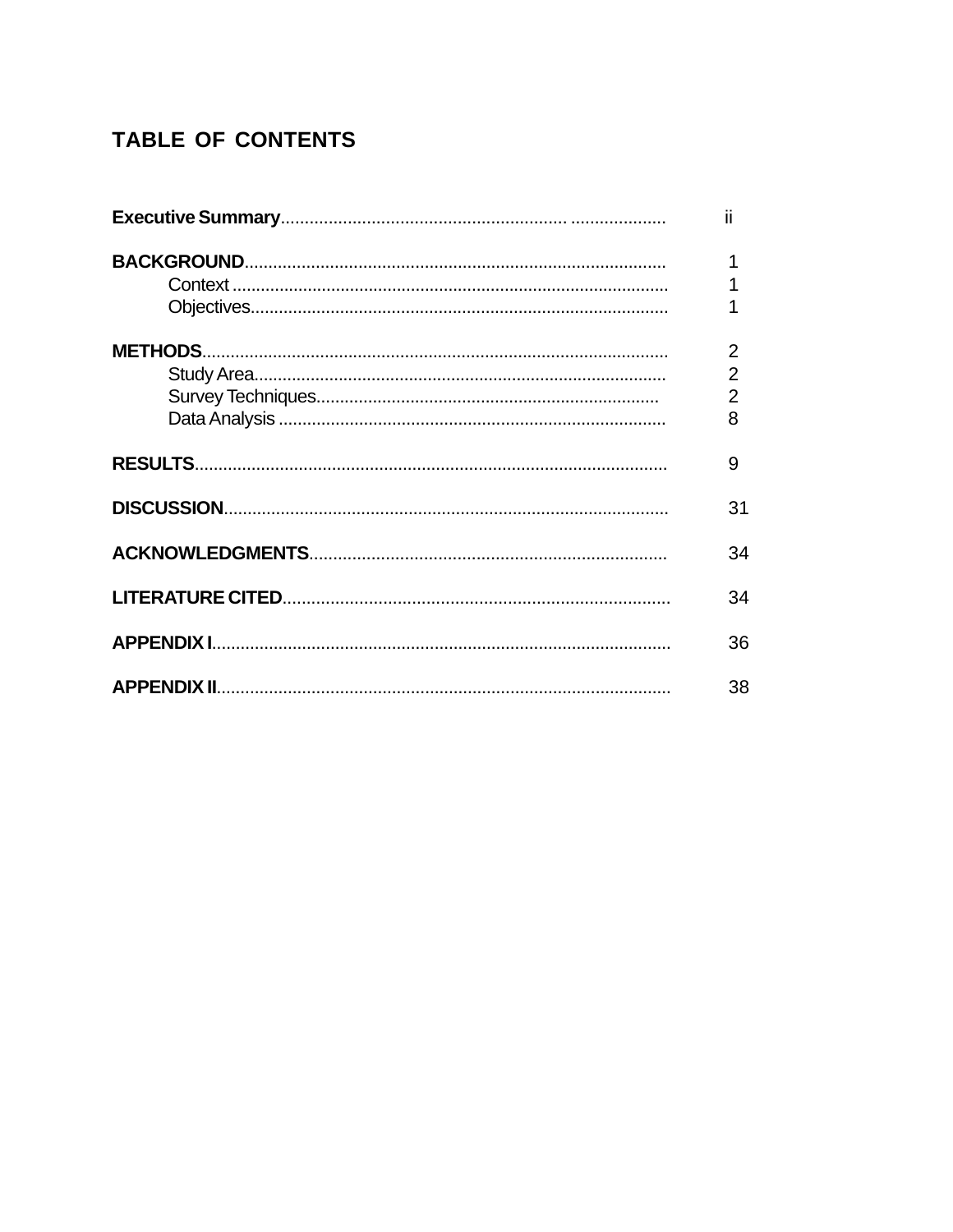## TABLE OF CONTENTS

**Executive Summary**.............................................................. ii

**BACKGROUND**........................................................................ 1
- Context ........................................................................... 1
- Objectives....................................................................... 1

**METHODS**................................................................................ 2
- Study Area...................................................................... 2
- Survey Techniques........................................................ 2
- Data Analysis ................................................................ 8

**RESULTS**.................................................................................. 9

**DISCUSSION**............................................................................ 31

**ACKNOWLEDGMENTS**......................................................... 34

**LITERATURE CITED**............................................................... 34

**APPENDIX I**............................................................................... 36

**APPENDIX II**.............................................................................. 38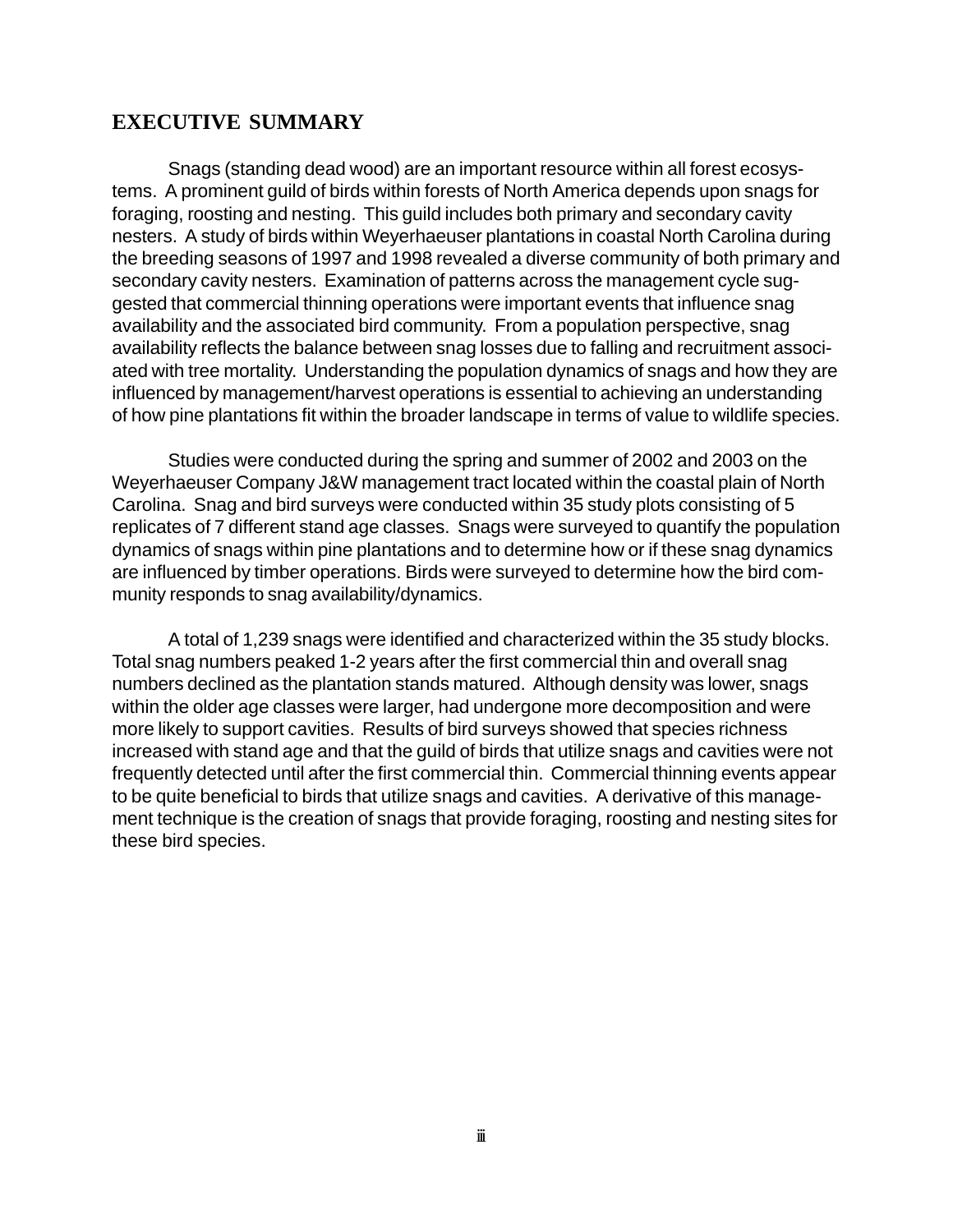## EXECUTIVE SUMMARY

Snags (standing dead wood) are an important resource within all forest ecosystems. A prominent guild of birds within forests of North America depends upon snags for foraging, roosting and nesting. This guild includes both primary and secondary cavity nesters. A study of birds within Weyerhaeuser plantations in coastal North Carolina during the breeding seasons of 1997 and 1998 revealed a diverse community of both primary and secondary cavity nesters. Examination of patterns across the management cycle suggested that commercial thinning operations were important events that influence snag availability and the associated bird community. From a population perspective, snag availability reflects the balance between snag losses due to falling and recruitment associated with tree mortality. Understanding the population dynamics of snags and how they are influenced by management/harvest operations is essential to achieving an understanding of how pine plantations fit within the broader landscape in terms of value to wildlife species.

Studies were conducted during the spring and summer of 2002 and 2003 on the Weyerhaeuser Company J&W management tract located within the coastal plain of North Carolina. Snag and bird surveys were conducted within 35 study plots consisting of 5 replicates of 7 different stand age classes. Snags were surveyed to quantify the population dynamics of snags within pine plantations and to determine how or if these snag dynamics are influenced by timber operations. Birds were surveyed to determine how the bird community responds to snag availability/dynamics.

A total of 1,239 snags were identified and characterized within the 35 study blocks. Total snag numbers peaked 1-2 years after the first commercial thin and overall snag numbers declined as the plantation stands matured. Although density was lower, snags within the older age classes were larger, had undergone more decomposition and were more likely to support cavities. Results of bird surveys showed that species richness increased with stand age and that the guild of birds that utilize snags and cavities were not frequently detected until after the first commercial thin. Commercial thinning events appear to be quite beneficial to birds that utilize snags and cavities. A derivative of this management technique is the creation of snags that provide foraging, roosting and nesting sites for these bird species.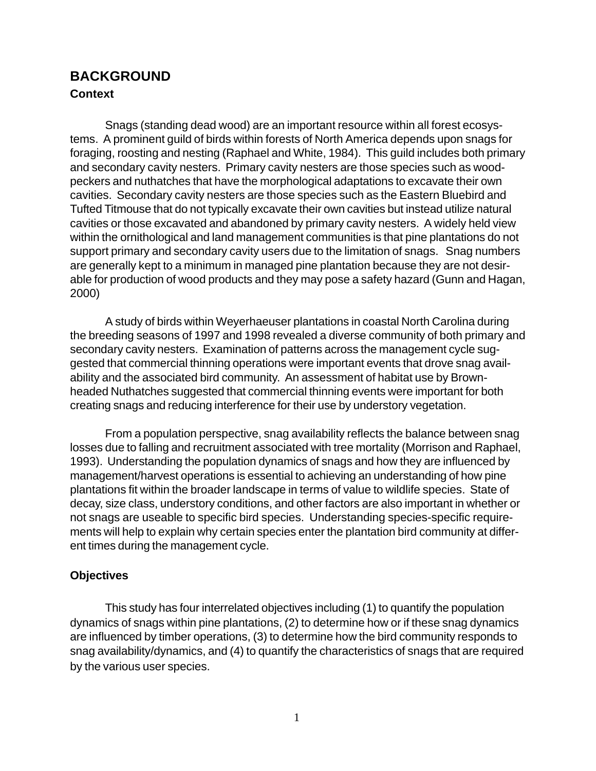# BACKGROUND

## Context

Snags (standing dead wood) are an important resource within all forest ecosystems. A prominent guild of birds within forests of North America depends upon snags for foraging, roosting and nesting (Raphael and White, 1984). This guild includes both primary and secondary cavity nesters. Primary cavity nesters are those species such as woodpeckers and nuthatches that have the morphological adaptations to excavate their own cavities. Secondary cavity nesters are those species such as the Eastern Bluebird and Tufted Titmouse that do not typically excavate their own cavities but instead utilize natural cavities or those excavated and abandoned by primary cavity nesters. A widely held view within the ornithological and land management communities is that pine plantations do not support primary and secondary cavity users due to the limitation of snags. Snag numbers are generally kept to a minimum in managed pine plantation because they are not desirable for production of wood products and they may pose a safety hazard (Gunn and Hagan, 2000)

A study of birds within Weyerhaeuser plantations in coastal North Carolina during the breeding seasons of 1997 and 1998 revealed a diverse community of both primary and secondary cavity nesters. Examination of patterns across the management cycle suggested that commercial thinning operations were important events that drove snag availability and the associated bird community. An assessment of habitat use by Brown-headed Nuthatches suggested that commercial thinning events were important for both creating snags and reducing interference for their use by understory vegetation.

From a population perspective, snag availability reflects the balance between snag losses due to falling and recruitment associated with tree mortality (Morrison and Raphael, 1993). Understanding the population dynamics of snags and how they are influenced by management/harvest operations is essential to achieving an understanding of how pine plantations fit within the broader landscape in terms of value to wildlife species. State of decay, size class, understory conditions, and other factors are also important in whether or not snags are useable to specific bird species. Understanding species-specific requirements will help to explain why certain species enter the plantation bird community at different times during the management cycle.

## Objectives

This study has four interrelated objectives including (1) to quantify the population dynamics of snags within pine plantations, (2) to determine how or if these snag dynamics are influenced by timber operations, (3) to determine how the bird community responds to snag availability/dynamics, and (4) to quantify the characteristics of snags that are required by the various user species.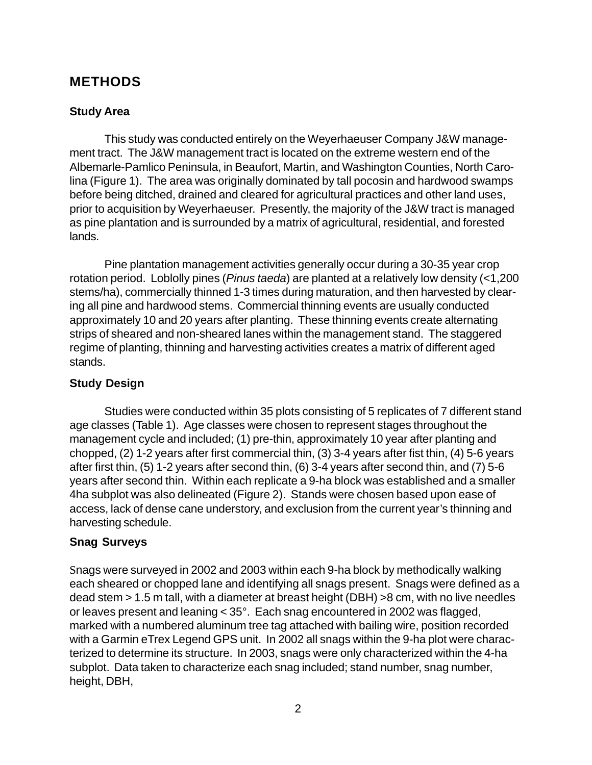# METHODS

## Study Area

This study was conducted entirely on the Weyerhaeuser Company J&W management tract. The J&W management tract is located on the extreme western end of the Albemarle-Pamlico Peninsula, in Beaufort, Martin, and Washington Counties, North Carolina (Figure 1). The area was originally dominated by tall pocosin and hardwood swamps before being ditched, drained and cleared for agricultural practices and other land uses, prior to acquisition by Weyerhaeuser. Presently, the majority of the J&W tract is managed as pine plantation and is surrounded by a matrix of agricultural, residential, and forested lands.

Pine plantation management activities generally occur during a 30-35 year crop rotation period. Loblolly pines (*Pinus taeda*) are planted at a relatively low density (<1,200 stems/ha), commercially thinned 1-3 times during maturation, and then harvested by clearing all pine and hardwood stems. Commercial thinning events are usually conducted approximately 10 and 20 years after planting. These thinning events create alternating strips of sheared and non-sheared lanes within the management stand. The staggered regime of planting, thinning and harvesting activities creates a matrix of different aged stands.

## Study Design

Studies were conducted within 35 plots consisting of 5 replicates of 7 different stand age classes (Table 1). Age classes were chosen to represent stages throughout the management cycle and included; (1) pre-thin, approximately 10 year after planting and chopped, (2) 1-2 years after first commercial thin, (3) 3-4 years after fist thin, (4) 5-6 years after first thin, (5) 1-2 years after second thin, (6) 3-4 years after second thin, and (7) 5-6 years after second thin. Within each replicate a 9-ha block was established and a smaller 4ha subplot was also delineated (Figure 2). Stands were chosen based upon ease of access, lack of dense cane understory, and exclusion from the current year's thinning and harvesting schedule.

## Snag Surveys

Snags were surveyed in 2002 and 2003 within each 9-ha block by methodically walking each sheared or chopped lane and identifying all snags present. Snags were defined as a dead stem > 1.5 m tall, with a diameter at breast height (DBH) >8 cm, with no live needles or leaves present and leaning < 35°. Each snag encountered in 2002 was flagged, marked with a numbered aluminum tree tag attached with bailing wire, position recorded with a Garmin eTrex Legend GPS unit. In 2002 all snags within the 9-ha plot were characterized to determine its structure. In 2003, snags were only characterized within the 4-ha subplot. Data taken to characterize each snag included; stand number, snag number, height, DBH,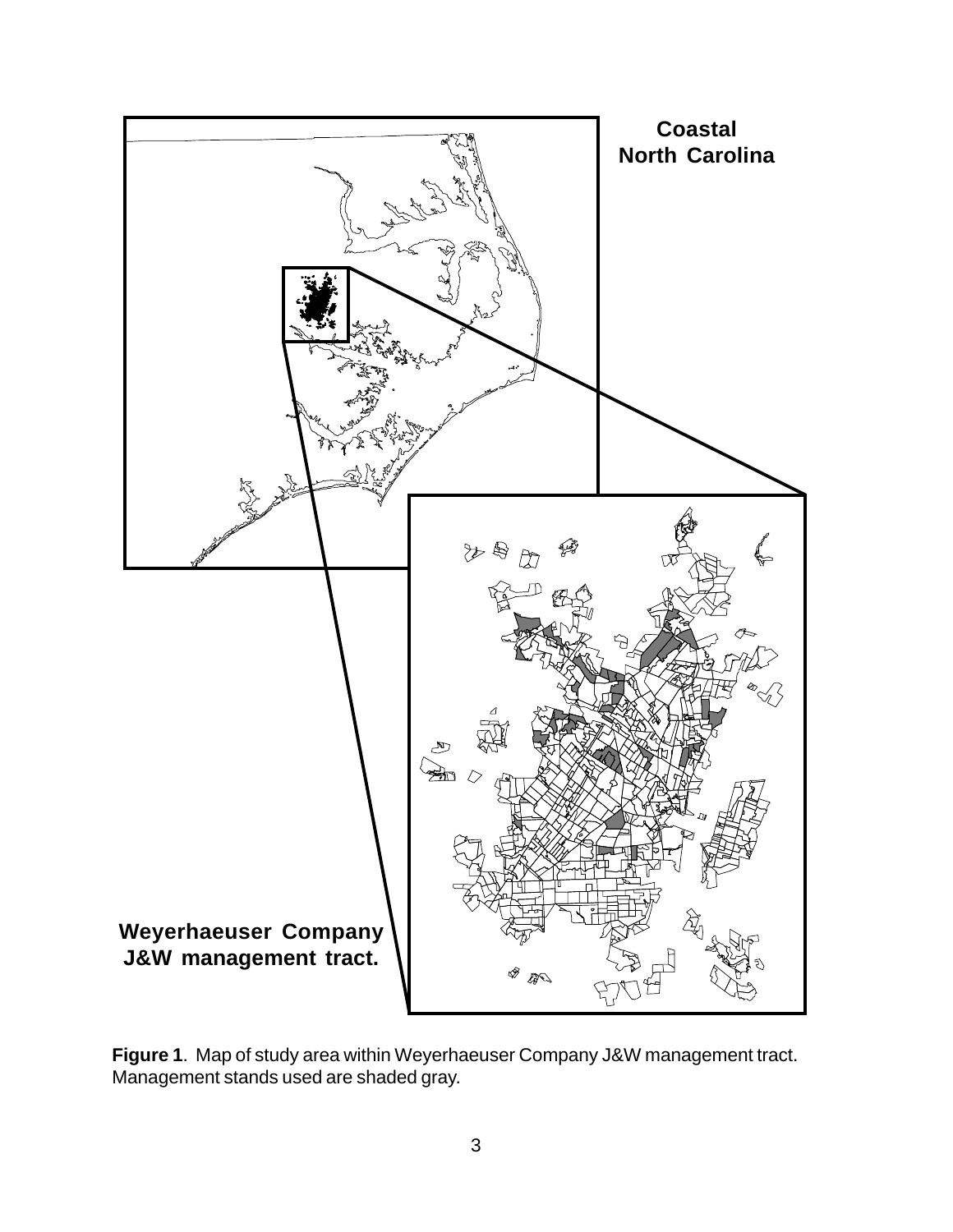**Figure 1**. Map of study area within Weyerhaeuser Company J&W management tract. Management stands used are shaded gray.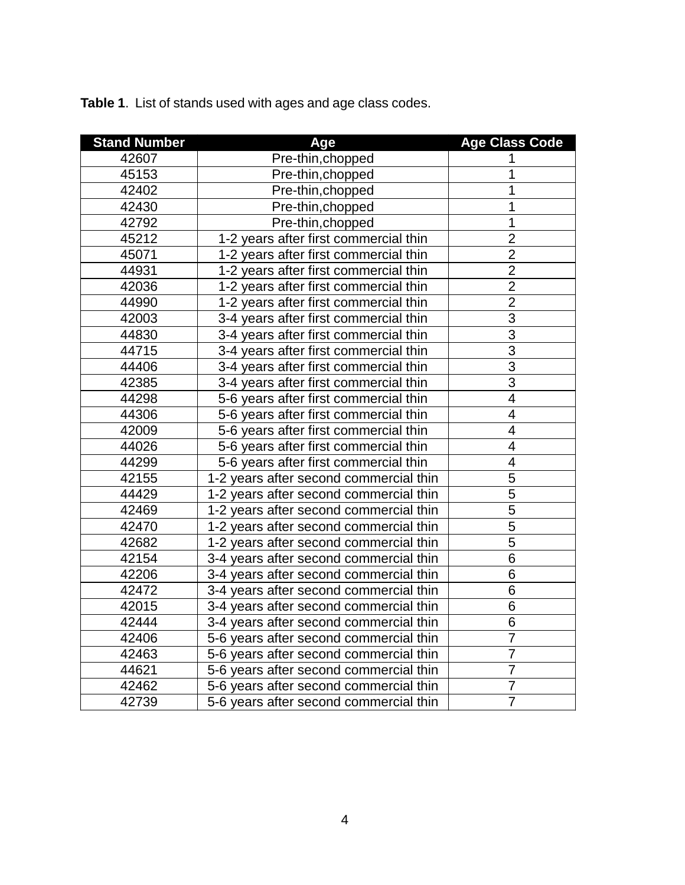**Table 1**. List of stands used with ages and age class codes.

| Stand Number | Age | Age Class Code |
|---|---|---|
| 42607 | Pre-thin,chopped | 1 |
| 45153 | Pre-thin,chopped | 1 |
| 42402 | Pre-thin,chopped | 1 |
| 42430 | Pre-thin,chopped | 1 |
| 42792 | Pre-thin,chopped | 1 |
| 45212 | 1-2 years after first commercial thin | 2 |
| 45071 | 1-2 years after first commercial thin | 2 |
| 44931 | 1-2 years after first commercial thin | 2 |
| 42036 | 1-2 years after first commercial thin | 2 |
| 44990 | 1-2 years after first commercial thin | 2 |
| 42003 | 3-4 years after first commercial thin | 3 |
| 44830 | 3-4 years after first commercial thin | 3 |
| 44715 | 3-4 years after first commercial thin | 3 |
| 44406 | 3-4 years after first commercial thin | 3 |
| 42385 | 3-4 years after first commercial thin | 3 |
| 44298 | 5-6 years after first commercial thin | 4 |
| 44306 | 5-6 years after first commercial thin | 4 |
| 42009 | 5-6 years after first commercial thin | 4 |
| 44026 | 5-6 years after first commercial thin | 4 |
| 44299 | 5-6 years after first commercial thin | 4 |
| 42155 | 1-2 years after second commercial thin | 5 |
| 44429 | 1-2 years after second commercial thin | 5 |
| 42469 | 1-2 years after second commercial thin | 5 |
| 42470 | 1-2 years after second commercial thin | 5 |
| 42682 | 1-2 years after second commercial thin | 5 |
| 42154 | 3-4 years after second commercial thin | 6 |
| 42206 | 3-4 years after second commercial thin | 6 |
| 42472 | 3-4 years after second commercial thin | 6 |
| 42015 | 3-4 years after second commercial thin | 6 |
| 42444 | 3-4 years after second commercial thin | 6 |
| 42406 | 5-6 years after second commercial thin | 7 |
| 42463 | 5-6 years after second commercial thin | 7 |
| 44621 | 5-6 years after second commercial thin | 7 |
| 42462 | 5-6 years after second commercial thin | 7 |
| 42739 | 5-6 years after second commercial thin | 7 |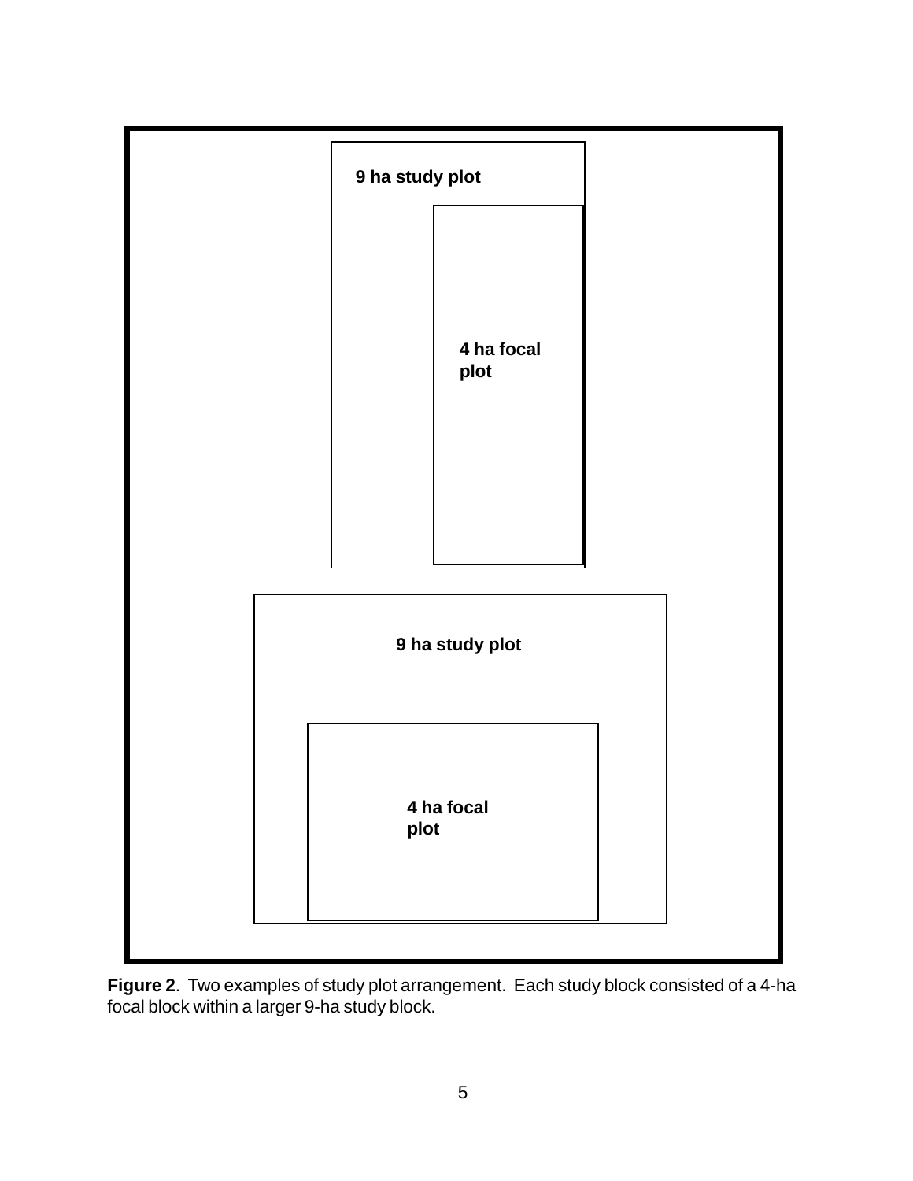9 ha study plot

4 ha focal plot

9 ha study plot

4 ha focal plot

**Figure 2**. Two examples of study plot arrangement. Each study block consisted of a 4-ha focal block within a larger 9-ha study block.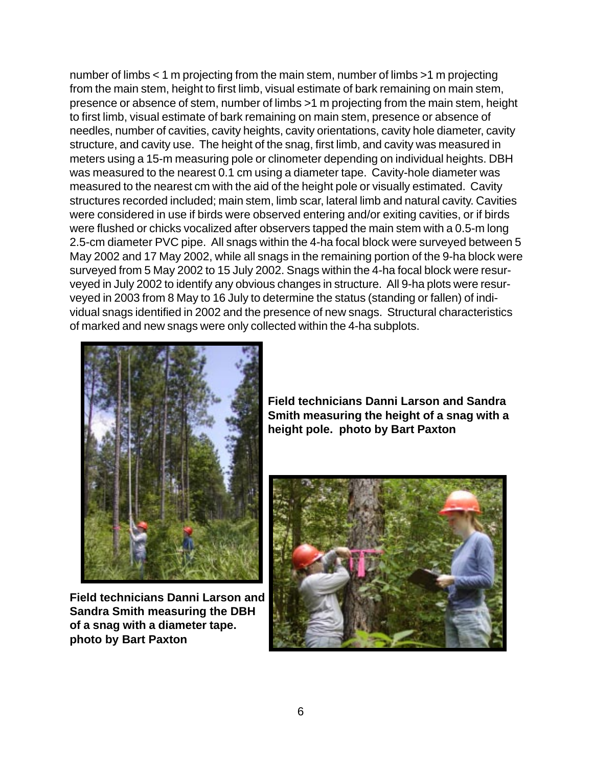number of limbs < 1 m projecting from the main stem, number of limbs >1 m projecting from the main stem, height to first limb, visual estimate of bark remaining on main stem, presence or absence of stem, number of limbs >1 m projecting from the main stem, height to first limb, visual estimate of bark remaining on main stem, presence or absence of needles, number of cavities, cavity heights, cavity orientations, cavity hole diameter, cavity structure, and cavity use. The height of the snag, first limb, and cavity was measured in meters using a 15-m measuring pole or clinometer depending on individual heights. DBH was measured to the nearest 0.1 cm using a diameter tape. Cavity-hole diameter was measured to the nearest cm with the aid of the height pole or visually estimated. Cavity structures recorded included; main stem, limb scar, lateral limb and natural cavity. Cavities were considered in use if birds were observed entering and/or exiting cavities, or if birds were flushed or chicks vocalized after observers tapped the main stem with a 0.5-m long 2.5-cm diameter PVC pipe. All snags within the 4-ha focal block were surveyed between 5 May 2002 and 17 May 2002, while all snags in the remaining portion of the 9-ha block were surveyed from 5 May 2002 to 15 July 2002. Snags within the 4-ha focal block were resurveyed in July 2002 to identify any obvious changes in structure. All 9-ha plots were resurveyed in 2003 from 8 May to 16 July to determine the status (standing or fallen) of individual snags identified in 2002 and the presence of new snags. Structural characteristics of marked and new snags were only collected within the 4-ha subplots.

**Field technicians Danni Larson and Sandra Smith measuring the height of a snag with a height pole. photo by Bart Paxton**

**Field technicians Danni Larson and Sandra Smith measuring the DBH of a snag with a diameter tape. photo by Bart Paxton**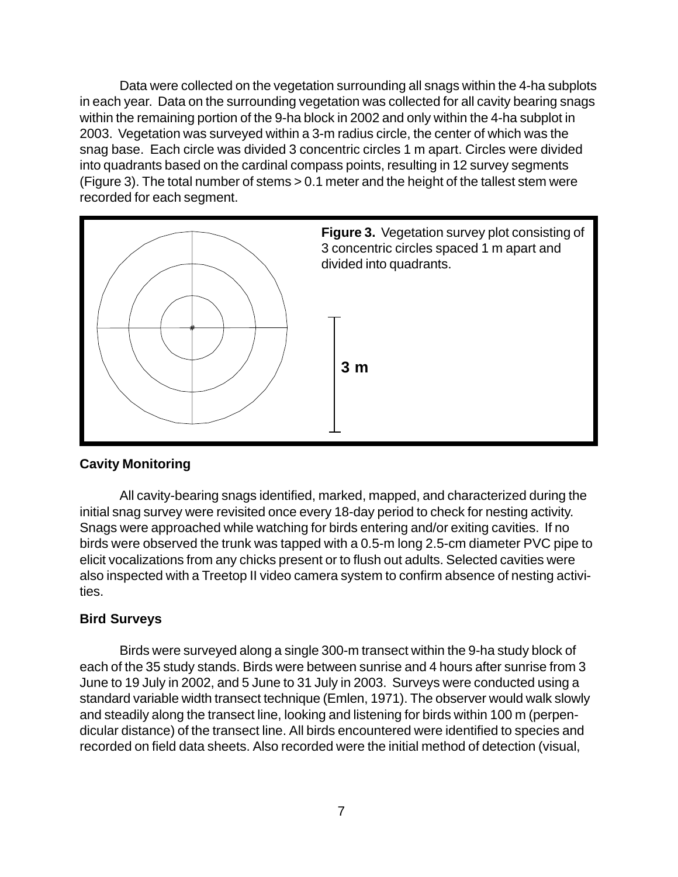Data were collected on the vegetation surrounding all snags within the 4-ha subplots in each year. Data on the surrounding vegetation was collected for all cavity bearing snags within the remaining portion of the 9-ha block in 2002 and only within the 4-ha subplot in 2003. Vegetation was surveyed within a 3-m radius circle, the center of which was the snag base. Each circle was divided 3 concentric circles 1 m apart. Circles were divided into quadrants based on the cardinal compass points, resulting in 12 survey segments (Figure 3). The total number of stems > 0.1 meter and the height of the tallest stem were recorded for each segment.

**Figure 3.** Vegetation survey plot consisting of 3 concentric circles spaced 1 m apart and divided into quadrants.

### Cavity Monitoring

All cavity-bearing snags identified, marked, mapped, and characterized during the initial snag survey were revisited once every 18-day period to check for nesting activity. Snags were approached while watching for birds entering and/or exiting cavities. If no birds were observed the trunk was tapped with a 0.5-m long 2.5-cm diameter PVC pipe to elicit vocalizations from any chicks present or to flush out adults. Selected cavities were also inspected with a Treetop II video camera system to confirm absence of nesting activities.

### Bird Surveys

Birds were surveyed along a single 300-m transect within the 9-ha study block of each of the 35 study stands. Birds were between sunrise and 4 hours after sunrise from 3 June to 19 July in 2002, and 5 June to 31 July in 2003. Surveys were conducted using a standard variable width transect technique (Emlen, 1971). The observer would walk slowly and steadily along the transect line, looking and listening for birds within 100 m (perpendicular distance) of the transect line. All birds encountered were identified to species and recorded on field data sheets. Also recorded were the initial method of detection (visual,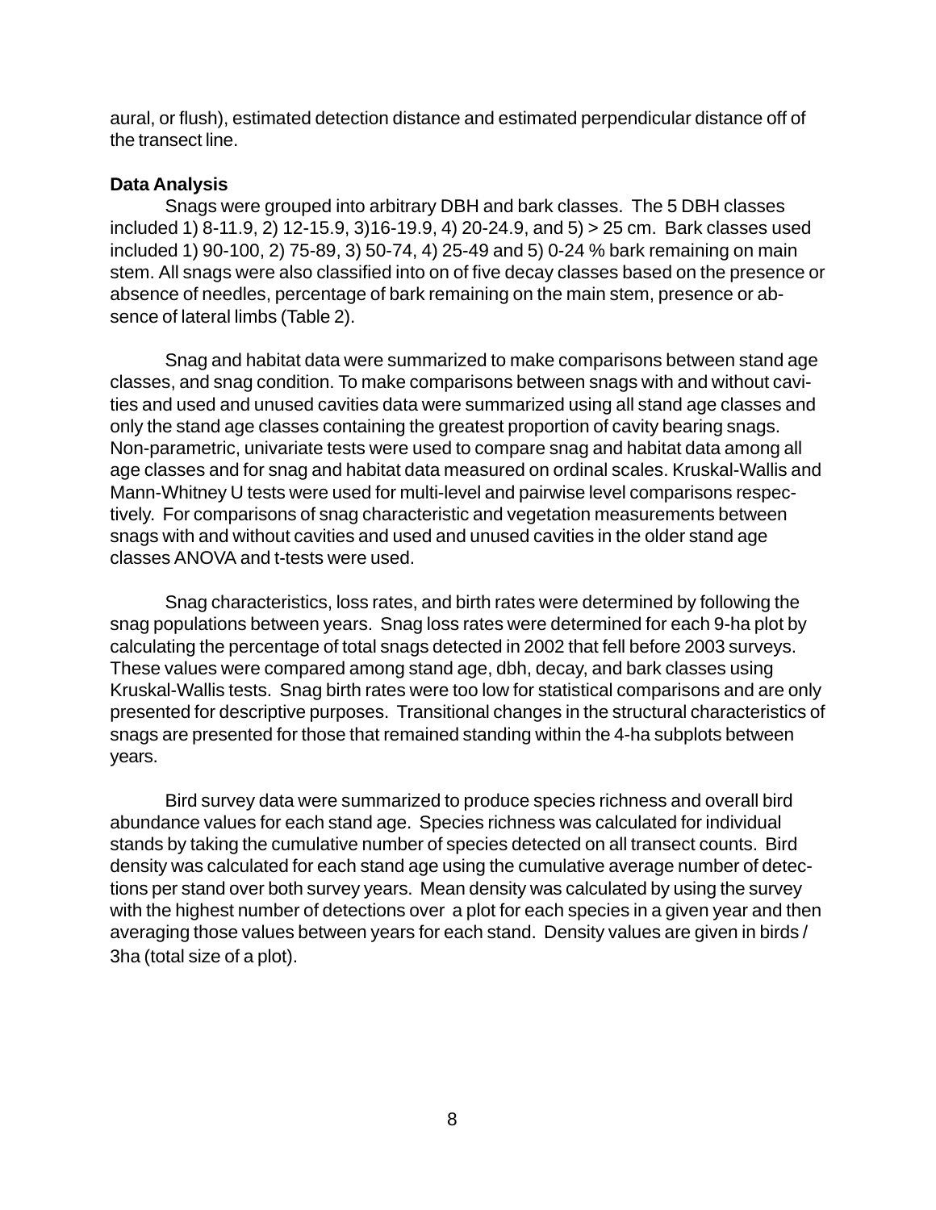aural, or flush), estimated detection distance and estimated perpendicular distance off of the transect line.

**Data Analysis**

Snags were grouped into arbitrary DBH and bark classes. The 5 DBH classes included 1) 8-11.9, 2) 12-15.9, 3)16-19.9, 4) 20-24.9, and 5) > 25 cm. Bark classes used included 1) 90-100, 2) 75-89, 3) 50-74, 4) 25-49 and 5) 0-24 % bark remaining on main stem. All snags were also classified into on of five decay classes based on the presence or absence of needles, percentage of bark remaining on the main stem, presence or absence of lateral limbs (Table 2).

Snag and habitat data were summarized to make comparisons between stand age classes, and snag condition. To make comparisons between snags with and without cavities and used and unused cavities data were summarized using all stand age classes and only the stand age classes containing the greatest proportion of cavity bearing snags. Non-parametric, univariate tests were used to compare snag and habitat data among all age classes and for snag and habitat data measured on ordinal scales. Kruskal-Wallis and Mann-Whitney U tests were used for multi-level and pairwise level comparisons respectively. For comparisons of snag characteristic and vegetation measurements between snags with and without cavities and used and unused cavities in the older stand age classes ANOVA and t-tests were used.

Snag characteristics, loss rates, and birth rates were determined by following the snag populations between years. Snag loss rates were determined for each 9-ha plot by calculating the percentage of total snags detected in 2002 that fell before 2003 surveys. These values were compared among stand age, dbh, decay, and bark classes using Kruskal-Wallis tests. Snag birth rates were too low for statistical comparisons and are only presented for descriptive purposes. Transitional changes in the structural characteristics of snags are presented for those that remained standing within the 4-ha subplots between years.

Bird survey data were summarized to produce species richness and overall bird abundance values for each stand age. Species richness was calculated for individual stands by taking the cumulative number of species detected on all transect counts. Bird density was calculated for each stand age using the cumulative average number of detections per stand over both survey years. Mean density was calculated by using the survey with the highest number of detections over a plot for each species in a given year and then averaging those values between years for each stand. Density values are given in birds / 3ha (total size of a plot).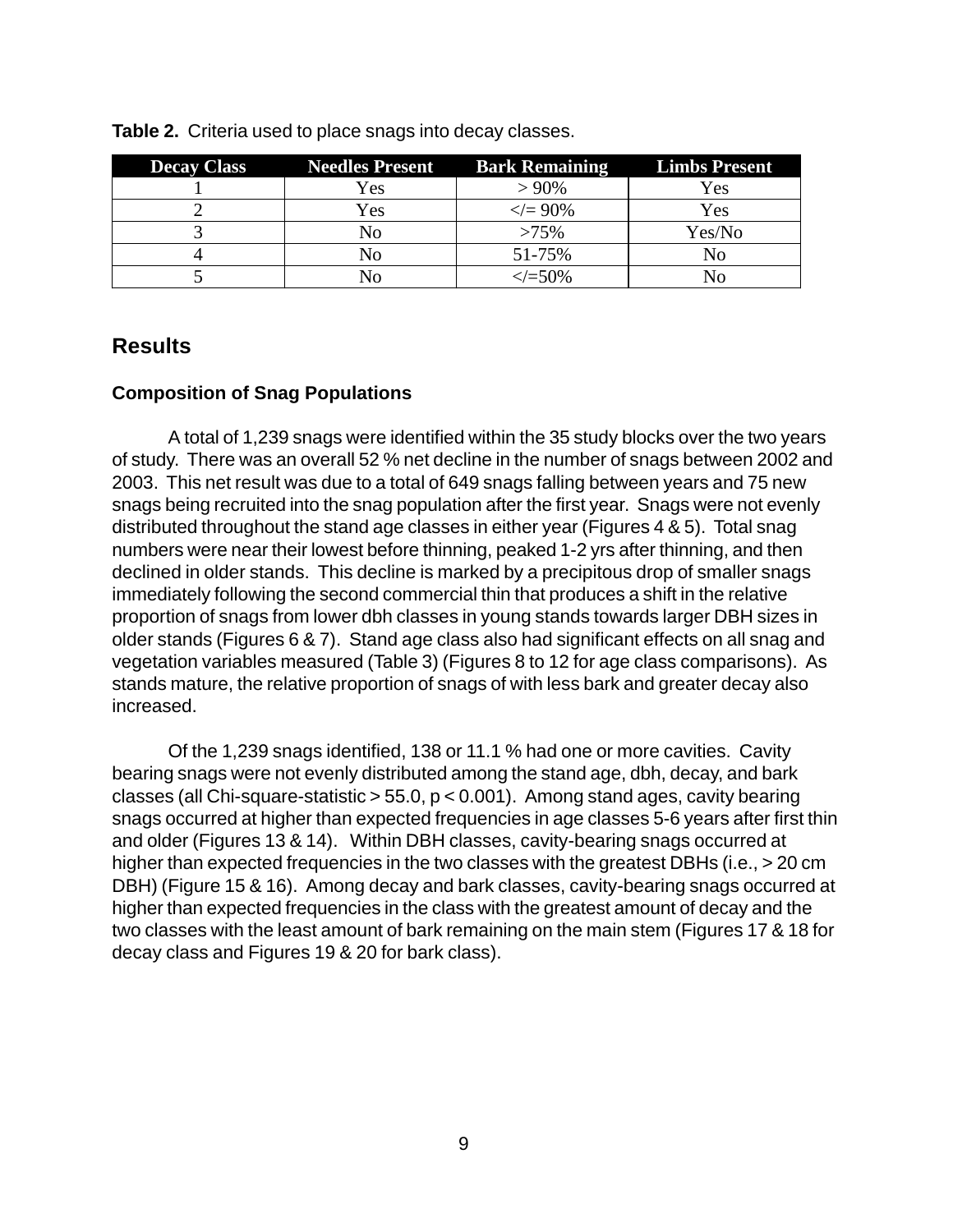**Table 2.** Criteria used to place snags into decay classes.

| Decay Class | Needles Present | Bark Remaining | Limbs Present |
|---|---|---|---|
| 1 | Yes | > 90% | Yes |
| 2 | Yes | </= 90% | Yes |
| 3 | No | >75% | Yes/No |
| 4 | No | 51-75% | No |
| 5 | No | </=50% | No |

## Results

### Composition of Snag Populations

A total of 1,239 snags were identified within the 35 study blocks over the two years of study. There was an overall 52 % net decline in the number of snags between 2002 and 2003. This net result was due to a total of 649 snags falling between years and 75 new snags being recruited into the snag population after the first year. Snags were not evenly distributed throughout the stand age classes in either year (Figures 4 & 5). Total snag numbers were near their lowest before thinning, peaked 1-2 yrs after thinning, and then declined in older stands. This decline is marked by a precipitous drop of smaller snags immediately following the second commercial thin that produces a shift in the relative proportion of snags from lower dbh classes in young stands towards larger DBH sizes in older stands (Figures 6 & 7). Stand age class also had significant effects on all snag and vegetation variables measured (Table 3) (Figures 8 to 12 for age class comparisons). As stands mature, the relative proportion of snags of with less bark and greater decay also increased.

Of the 1,239 snags identified, 138 or 11.1 % had one or more cavities. Cavity bearing snags were not evenly distributed among the stand age, dbh, decay, and bark classes (all Chi-square-statistic > 55.0, $p < 0.001$). Among stand ages, cavity bearing snags occurred at higher than expected frequencies in age classes 5-6 years after first thin and older (Figures 13 & 14). Within DBH classes, cavity-bearing snags occurred at higher than expected frequencies in the two classes with the greatest DBHs (i.e., > 20 cm DBH) (Figure 15 & 16). Among decay and bark classes, cavity-bearing snags occurred at higher than expected frequencies in the class with the greatest amount of decay and the two classes with the least amount of bark remaining on the main stem (Figures 17 & 18 for decay class and Figures 19 & 20 for bark class).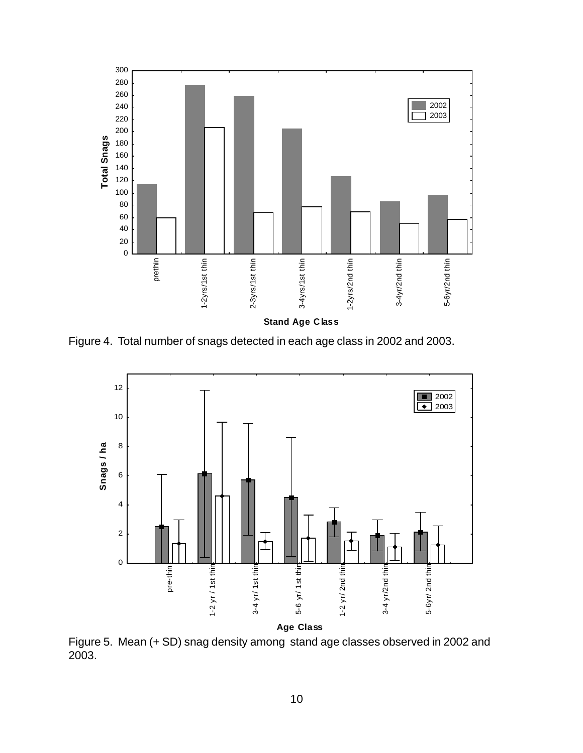Figure 4. Total number of snags detected in each age class in 2002 and 2003.

Figure 5. Mean (+ SD) snag density among stand age classes observed in 2002 and 2003.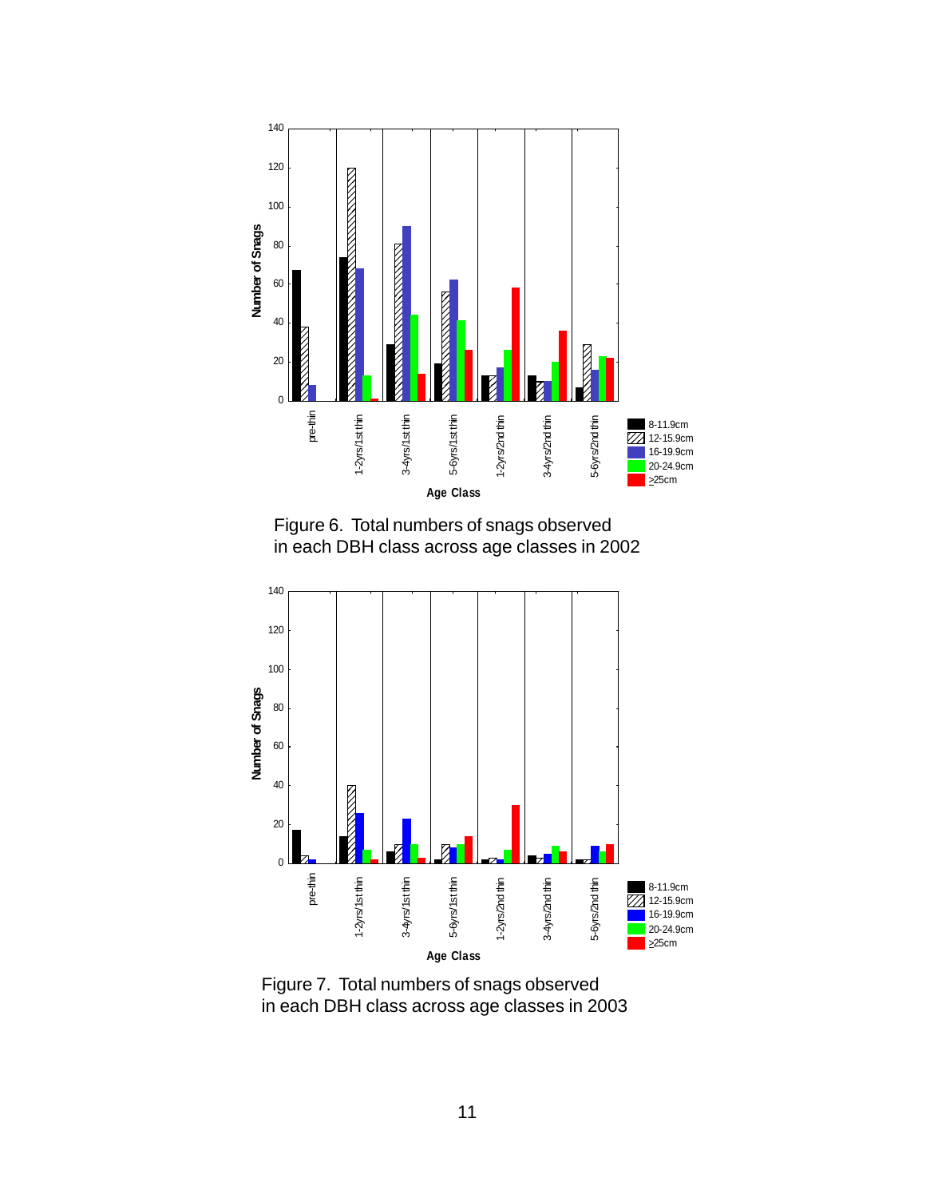Figure 6. Total numbers of snags observed in each DBH class across age classes in 2002

Figure 7. Total numbers of snags observed in each DBH class across age classes in 2003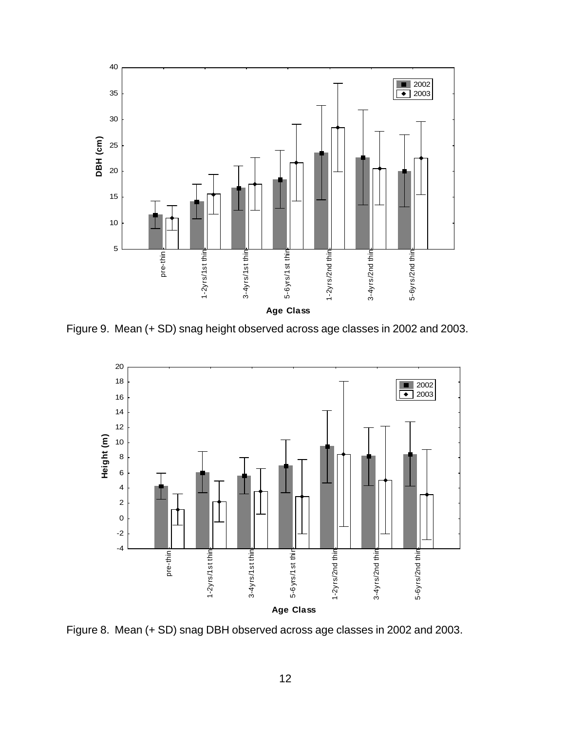Figure 9. Mean (+ SD) snag height observed across age classes in 2002 and 2003.

Figure 8. Mean (+ SD) snag DBH observed across age classes in 2002 and 2003.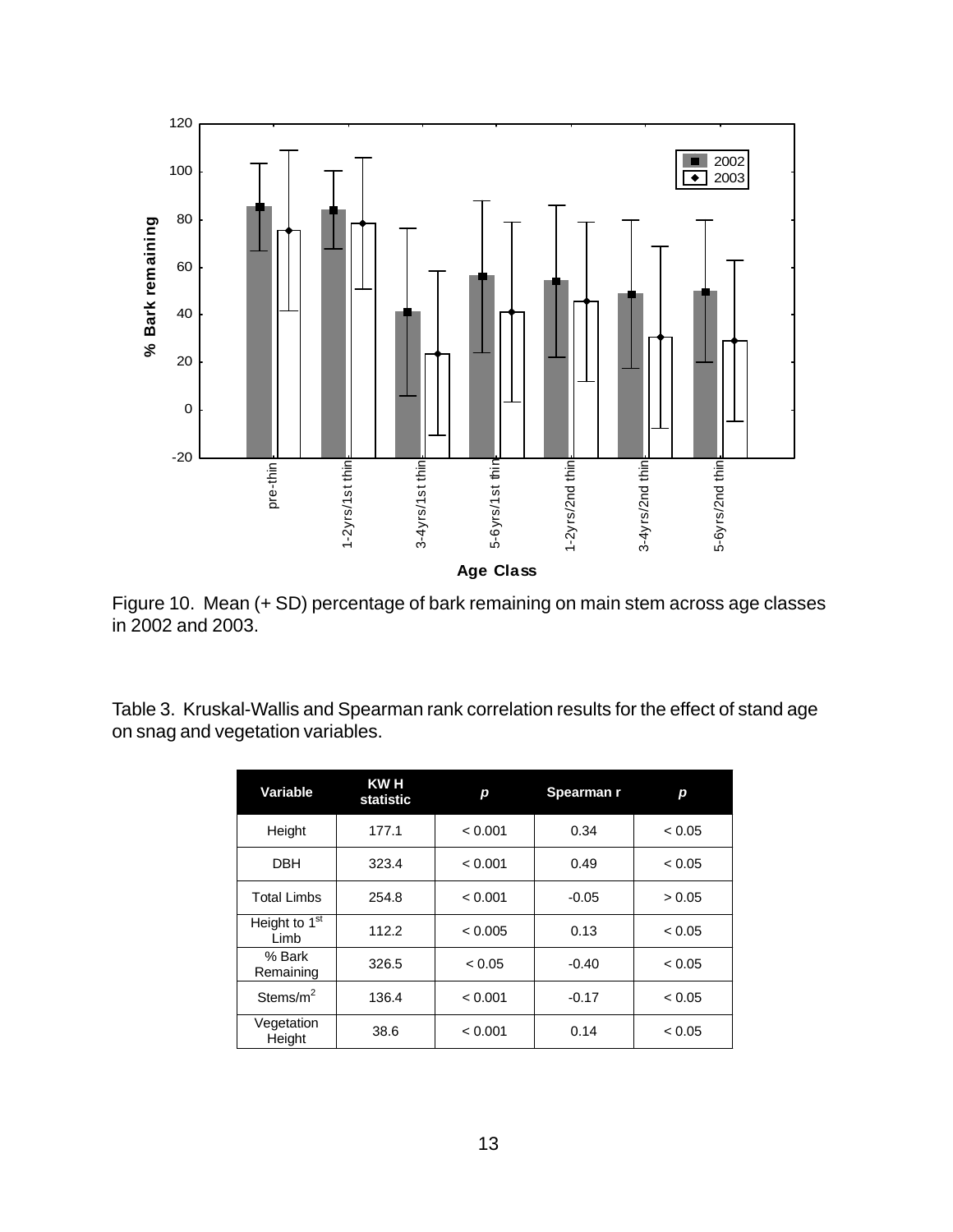Figure 10. Mean (+ SD) percentage of bark remaining on main stem across age classes in 2002 and 2003.

Table 3. Kruskal-Wallis and Spearman rank correlation results for the effect of stand age on snag and vegetation variables.

| Variable | KW H statistic | *p* | Spearman r | *p* |
|---|---|---|---|---|
| Height | 177.1 | < 0.001 | 0.34 | < 0.05 |
| DBH | 323.4 | < 0.001 | 0.49 | < 0.05 |
| Total Limbs | 254.8 | < 0.001 | -0.05 | > 0.05 |
| Height to 1st Limb | 112.2 | < 0.005 | 0.13 | < 0.05 |
| % Bark Remaining | 326.5 | < 0.05 | -0.40 | < 0.05 |
| Stems/$m^2$ | 136.4 | < 0.001 | -0.17 | < 0.05 |
| Vegetation Height | 38.6 | < 0.001 | 0.14 | < 0.05 |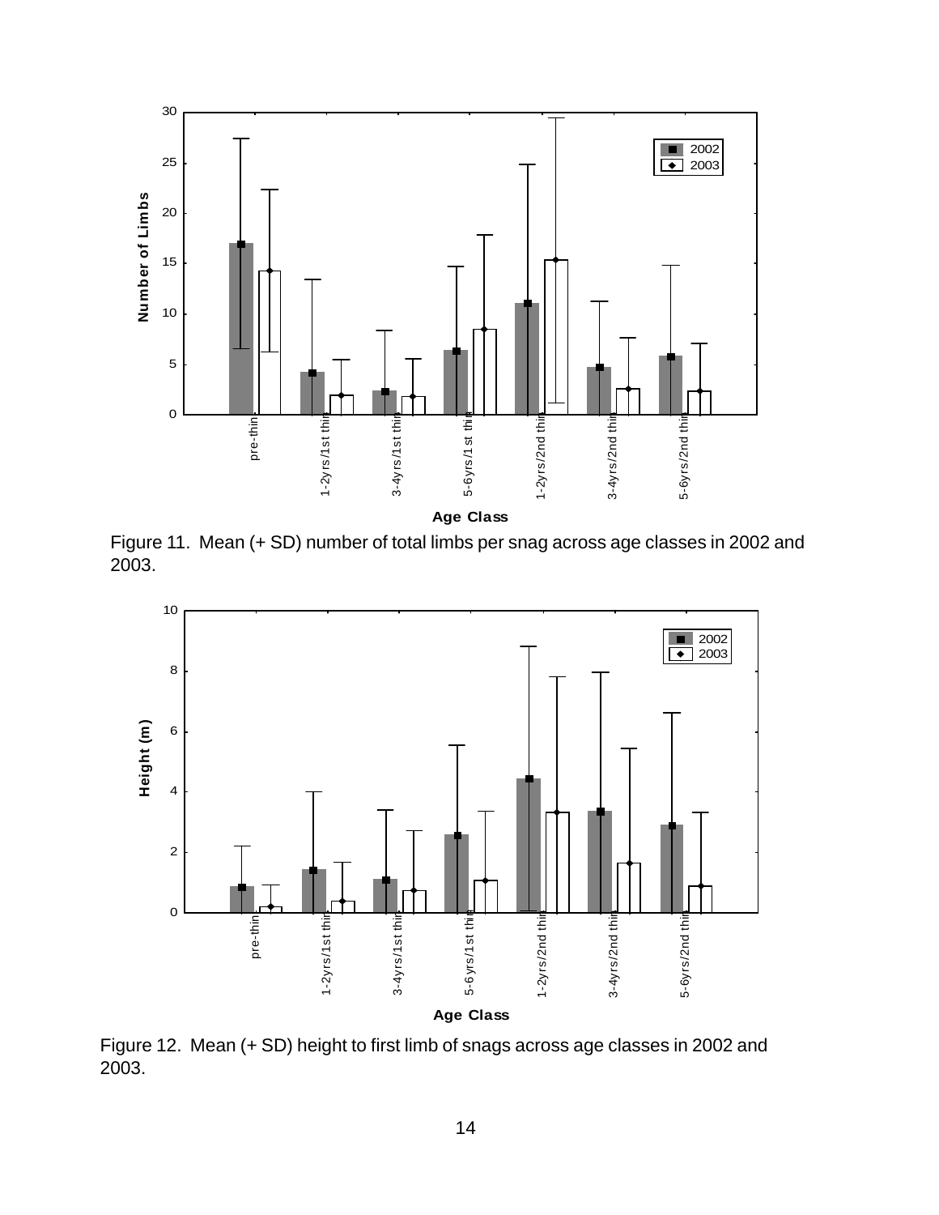Figure 11. Mean (+ SD) number of total limbs per snag across age classes in 2002 and 2003.

Figure 12. Mean (+ SD) height to first limb of snags across age classes in 2002 and 2003.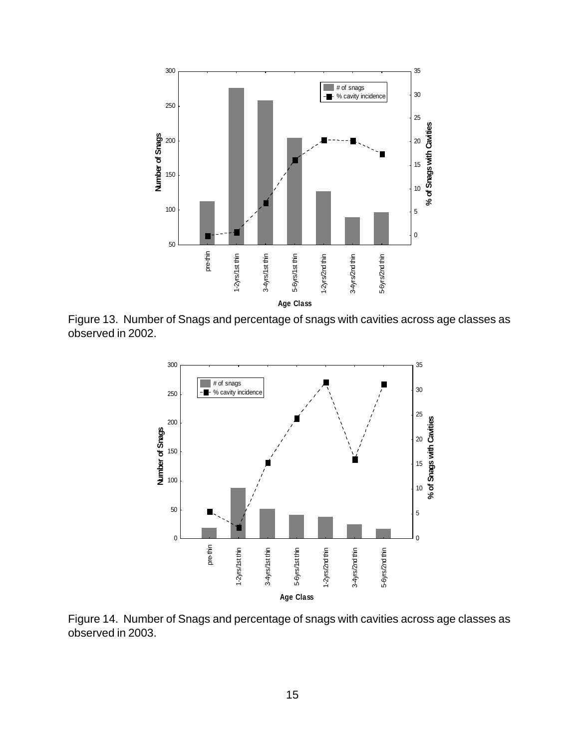Figure 13. Number of Snags and percentage of snags with cavities across age classes as observed in 2002.

Figure 14. Number of Snags and percentage of snags with cavities across age classes as observed in 2003.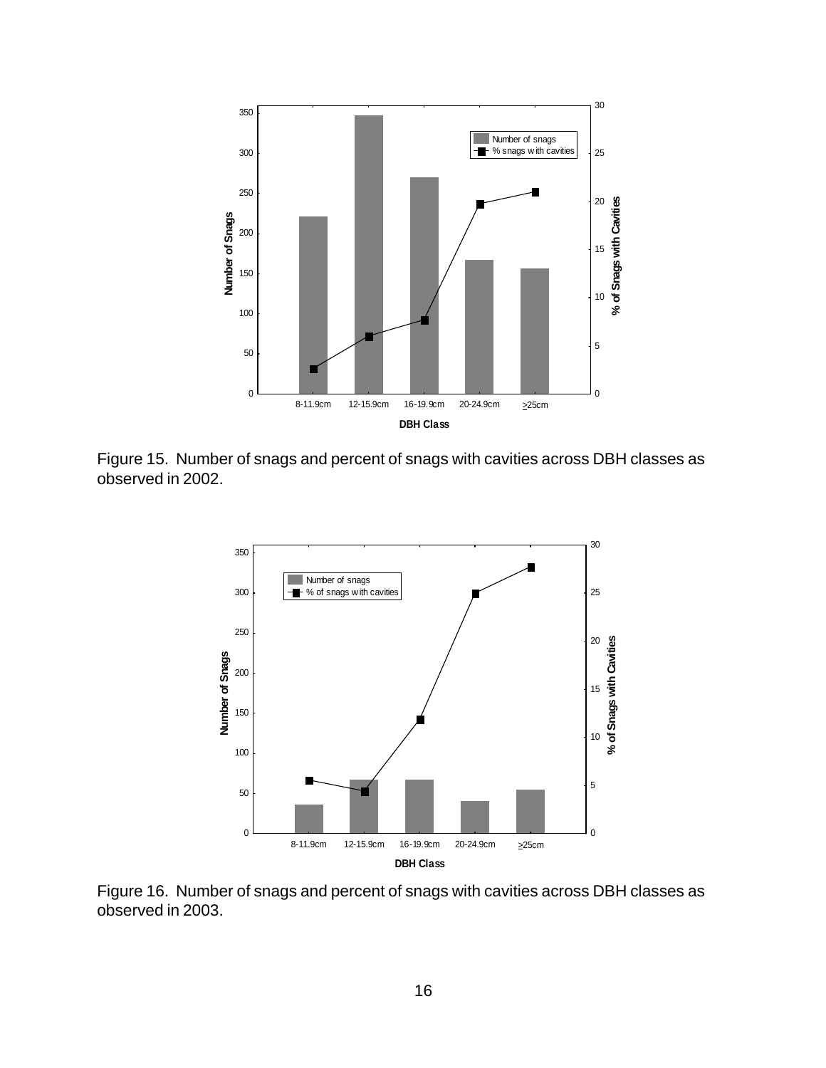Figure 15. Number of snags and percent of snags with cavities across DBH classes as observed in 2002.

Figure 16. Number of snags and percent of snags with cavities across DBH classes as observed in 2003.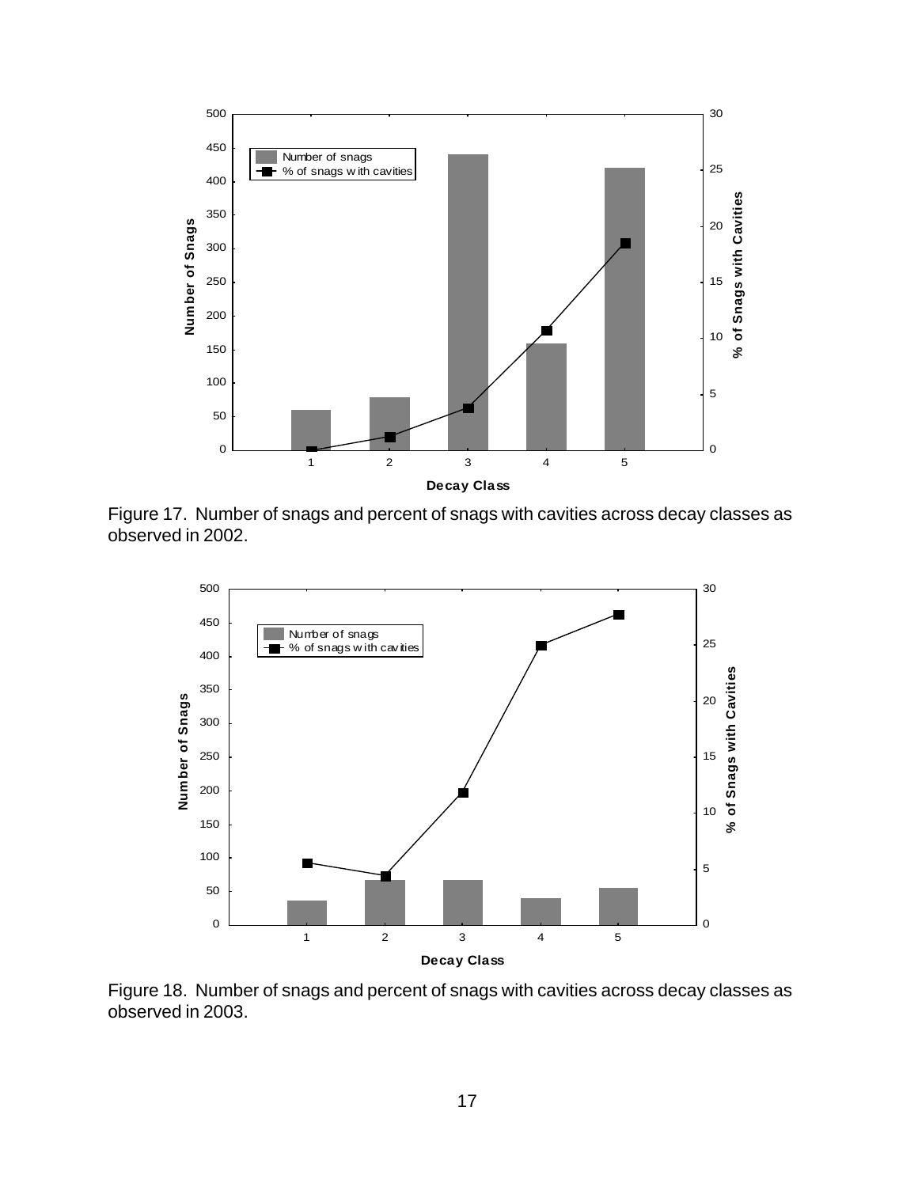Figure 17. Number of snags and percent of snags with cavities across decay classes as observed in 2002.

Figure 18. Number of snags and percent of snags with cavities across decay classes as observed in 2003.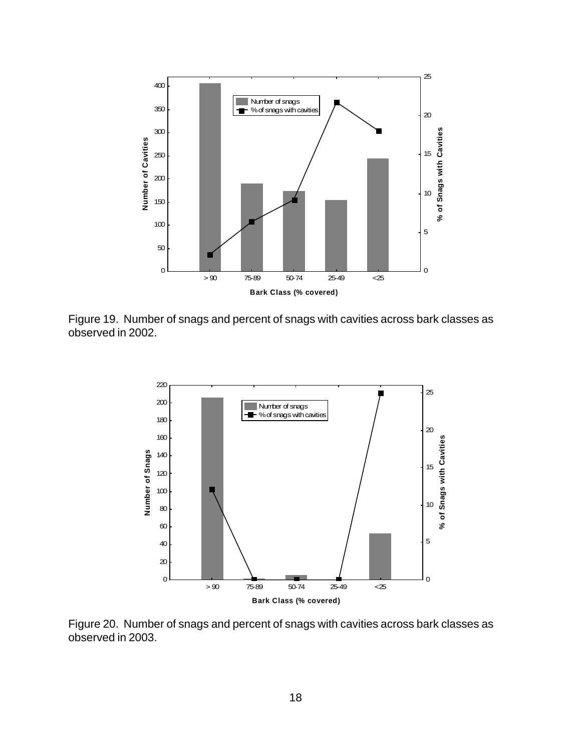Figure 19. Number of snags and percent of snags with cavities across bark classes as observed in 2002.

Figure 20. Number of snags and percent of snags with cavities across bark classes as observed in 2003.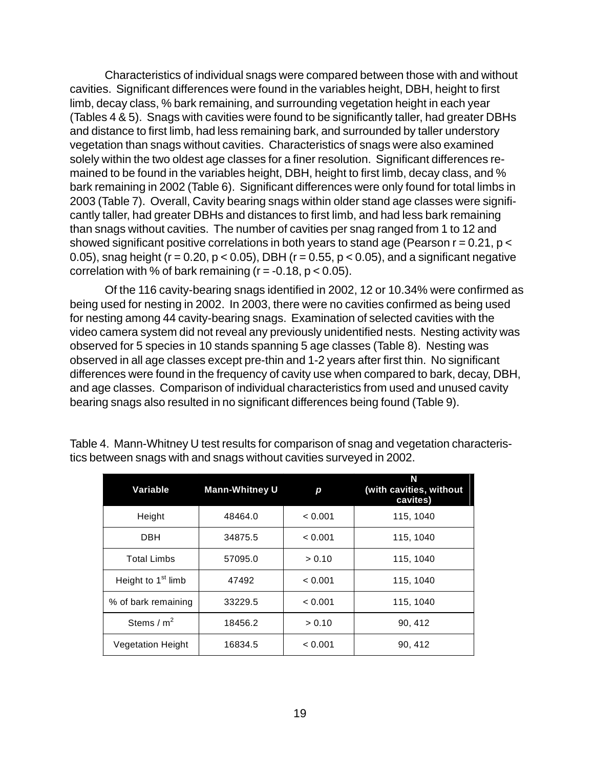Characteristics of individual snags were compared between those with and without cavities. Significant differences were found in the variables height, DBH, height to first limb, decay class, % bark remaining, and surrounding vegetation height in each year (Tables 4 & 5). Snags with cavities were found to be significantly taller, had greater DBHs and distance to first limb, had less remaining bark, and surrounded by taller understory vegetation than snags without cavities. Characteristics of snags were also examined solely within the two oldest age classes for a finer resolution. Significant differences remained to be found in the variables height, DBH, height to first limb, decay class, and % bark remaining in 2002 (Table 6). Significant differences were only found for total limbs in 2003 (Table 7). Overall, Cavity bearing snags within older stand age classes were significantly taller, had greater DBHs and distances to first limb, and had less bark remaining than snags without cavities. The number of cavities per snag ranged from 1 to 12 and showed significant positive correlations in both years to stand age (Pearson $r = 0.21$, $p < 0.05$), snag height ($r = 0.20$, $p < 0.05$), DBH ($r = 0.55$, $p < 0.05$), and a significant negative correlation with % of bark remaining ($r = -0.18$, $p < 0.05$).

Of the 116 cavity-bearing snags identified in 2002, 12 or 10.34% were confirmed as being used for nesting in 2002. In 2003, there were no cavities confirmed as being used for nesting among 44 cavity-bearing snags. Examination of selected cavities with the video camera system did not reveal any previously unidentified nests. Nesting activity was observed for 5 species in 10 stands spanning 5 age classes (Table 8). Nesting was observed in all age classes except pre-thin and 1-2 years after first thin. No significant differences were found in the frequency of cavity use when compared to bark, decay, DBH, and age classes. Comparison of individual characteristics from used and unused cavity bearing snags also resulted in no significant differences being found (Table 9).

Table 4. Mann-Whitney U test results for comparison of snag and vegetation characteristics between snags with and snags without cavities surveyed in 2002.

| Variable | Mann-Whitney U | *p* | N (with cavities, without cavites) |
|---|---|---|---|
| Height | 48464.0 | < 0.001 | 115, 1040 |
| DBH | 34875.5 | < 0.001 | 115, 1040 |
| Total Limbs | 57095.0 | > 0.10 | 115, 1040 |
| Height to 1st limb | 47492 | < 0.001 | 115, 1040 |
| % of bark remaining | 33229.5 | < 0.001 | 115, 1040 |
| Stems / $m^2$ | 18456.2 | > 0.10 | 90, 412 |
| Vegetation Height | 16834.5 | < 0.001 | 90, 412 |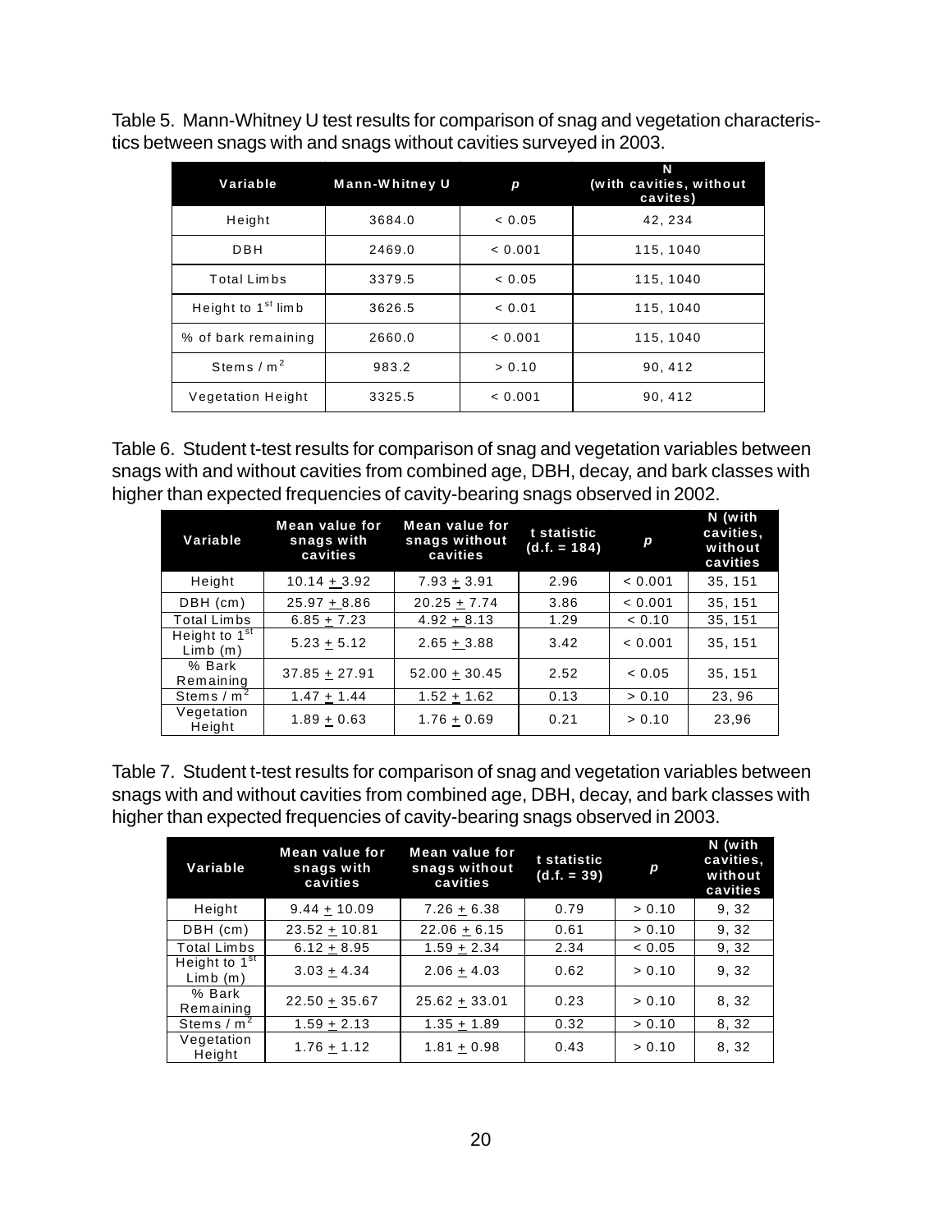Table 5. Mann-Whitney U test results for comparison of snag and vegetation characteristics between snags with and snags without cavities surveyed in 2003.

| Variable | Mann-Whitney U | $p$ | N (with cavities, without cavites) |
|---|---|---|---|
| Height | 3684.0 | < 0.05 | 42, 234 |
| DBH | 2469.0 | < 0.001 | 115, 1040 |
| Total Limbs | 3379.5 | < 0.05 | 115, 1040 |
| Height to 1st limb | 3626.5 | < 0.01 | 115, 1040 |
| % of bark remaining | 2660.0 | < 0.001 | 115, 1040 |
| Stems / $m^2$ | 983.2 | > 0.10 | 90, 412 |
| Vegetation Height | 3325.5 | < 0.001 | 90, 412 |

Table 6. Student t-test results for comparison of snag and vegetation variables between snags with and without cavities from combined age, DBH, decay, and bark classes with higher than expected frequencies of cavity-bearing snags observed in 2002.

| Variable | Mean value for snags with cavities | Mean value for snags without cavities | t statistic (d.f. = 184) | $p$ | N (with cavities, without cavities |
|---|---|---|---|---|---|
| Height | 10.14 ± 3.92 | 7.93 ± 3.91 | 2.96 | < 0.001 | 35, 151 |
| DBH (cm) | 25.97 ± 8.86 | 20.25 ± 7.74 | 3.86 | < 0.001 | 35, 151 |
| Total Limbs | 6.85 ± 7.23 | 4.92 ± 8.13 | 1.29 | < 0.10 | 35, 151 |
| Height to 1st Limb (m) | 5.23 ± 5.12 | 2.65 ± 3.88 | 3.42 | < 0.001 | 35, 151 |
| % Bark Remaining | 37.85 ± 27.91 | 52.00 ± 30.45 | 2.52 | < 0.05 | 35, 151 |
| Stems / $m^2$ | 1.47 ± 1.44 | 1.52 ± 1.62 | 0.13 | > 0.10 | 23, 96 |
| Vegetation Height | 1.89 ± 0.63 | 1.76 ± 0.69 | 0.21 | > 0.10 | 23,96 |

Table 7. Student t-test results for comparison of snag and vegetation variables between snags with and without cavities from combined age, DBH, decay, and bark classes with higher than expected frequencies of cavity-bearing snags observed in 2003.

| Variable | Mean value for snags with cavities | Mean value for snags without cavities | t statistic (d.f. = 39) | $p$ | N (with cavities, without cavities |
|---|---|---|---|---|---|
| Height | 9.44 ± 10.09 | 7.26 ± 6.38 | 0.79 | > 0.10 | 9, 32 |
| DBH (cm) | 23.52 ± 10.81 | 22.06 ± 6.15 | 0.61 | > 0.10 | 9, 32 |
| Total Limbs | 6.12 ± 8.95 | 1.59 ± 2.34 | 2.34 | < 0.05 | 9, 32 |
| Height to 1st Limb (m) | 3.03 ± 4.34 | 2.06 ± 4.03 | 0.62 | > 0.10 | 9, 32 |
| % Bark Remaining | 22.50 ± 35.67 | 25.62 ± 33.01 | 0.23 | > 0.10 | 8, 32 |
| Stems / $m^2$ | 1.59 ± 2.13 | 1.35 ± 1.89 | 0.32 | > 0.10 | 8, 32 |
| Vegetation Height | 1.76 ± 1.12 | 1.81 ± 0.98 | 0.43 | > 0.10 | 8, 32 |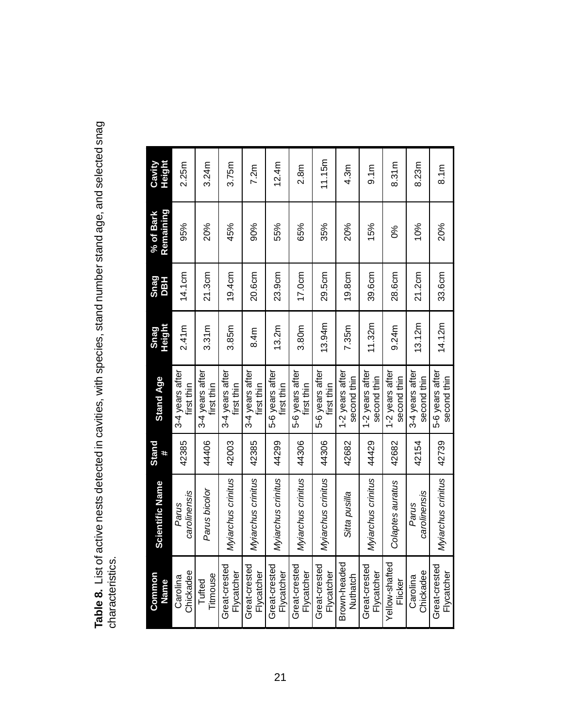**Table 8.** List of active nests detected in cavities, with species, stand number stand age, and selected snag characteristics.

| Common Name | Scientific Name | Stand # | Stand Age | Snag Height | Snag DBH | % of Bark Remaining | Cavity Height |
|---|---|---|---|---|---|---|---|
| Carolina Chickadee | *Parus carolinensis* | 42385 | 3-4 years after first thin | 2.41m | 14.1cm | 95% | 2.25m |
| Tufted Titmouse | *Parus bicolor* | 44406 | 3-4 years after first thin | 3.31m | 21.3cm | 20% | 3.24m |
| Great-crested Flycatcher | *Myiarchus crinitus* | 42003 | 3-4 years after first thin | 3.85m | 19.4cm | 45% | 3.75m |
| Great-crested Flycatcher | *Myiarchus crinitus* | 42385 | 3-4 years after first thin | 8.4m | 20.6cm | 90% | 7.2m |
| Great-crested Flycatcher | *Myiarchus crinitus* | 44299 | 5-6 years after first thin | 13.2m | 23.9cm | 55% | 12.4m |
| Great-crested Flycatcher | *Myiarchus crinitus* | 44306 | 5-6 years after first thin | 3.80m | 17.0cm | 65% | 2.8m |
| Great-crested Flycatcher | *Myiarchus crinitus* | 44306 | 5-6 years after first thin | 13.94m | 29.5cm | 35% | 11.15m |
| Brown-headed Nuthatch | *Sitta pusilla* | 42682 | 1-2 years after second thin | 7.35m | 19.8cm | 20% | 4.3m |
| Great-crested Flycatcher | *Myiarchus crinitus* | 44429 | 1-2 years after second thin | 11.32m | 39.6cm | 15% | 9.1m |
| Yellow-shafted Flicker | *Colaptes auratus* | 42682 | 1-2 years after second thin | 9.24m | 28.6cm | 0% | 8.31m |
| Carolina Chickadee | *Parus carolinensis* | 42154 | 3-4 years after second thin | 13.12m | 21.2cm | 10% | 8.23m |
| Great-crested Flycatcher | *Myiarchus crinitus* | 42739 | 5-6 years after second thin | 14.12m | 33.6cm | 20% | 8.1m |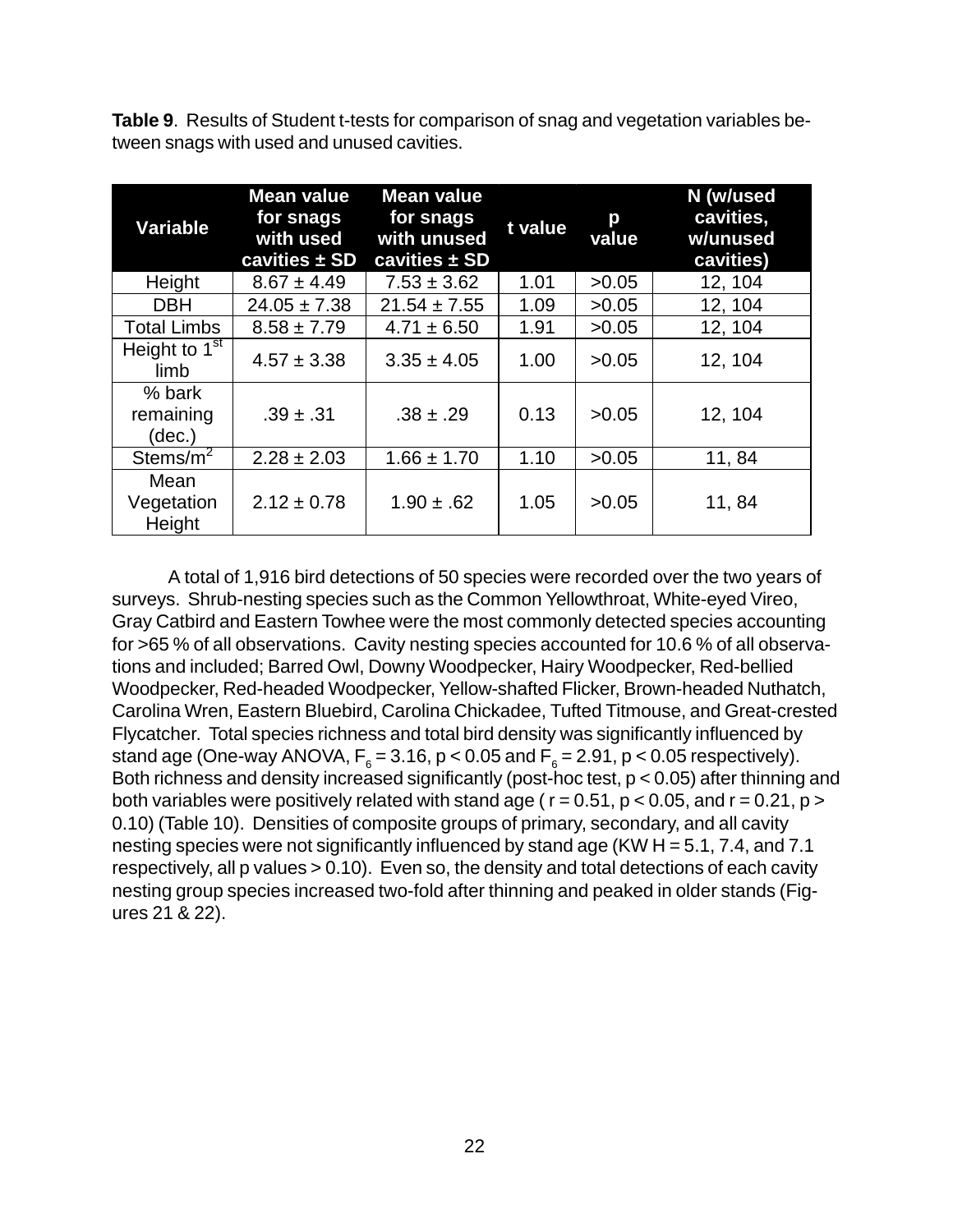**Table 9**. Results of Student t-tests for comparison of snag and vegetation variables between snags with used and unused cavities.

| Variable | Mean value for snags with used cavities ± SD | Mean value for snags with unused cavities ± SD | t value | p value | N (w/used cavities, w/unused cavities) |
|---|---|---|---|---|---|
| Height | 8.67 ± 4.49 | 7.53 ± 3.62 | 1.01 | >0.05 | 12, 104 |
| DBH | 24.05 ± 7.38 | 21.54 ± 7.55 | 1.09 | >0.05 | 12, 104 |
| Total Limbs | 8.58 ± 7.79 | 4.71 ± 6.50 | 1.91 | >0.05 | 12, 104 |
| Height to 1st limb | 4.57 ± 3.38 | 3.35 ± 4.05 | 1.00 | >0.05 | 12, 104 |
| % bark remaining (dec.) | .39 ± .31 | .38 ± .29 | 0.13 | >0.05 | 12, 104 |
| Stems/$m^2$ | 2.28 ± 2.03 | 1.66 ± 1.70 | 1.10 | >0.05 | 11, 84 |
| Mean Vegetation Height | 2.12 ± 0.78 | 1.90 ± .62 | 1.05 | >0.05 | 11, 84 |

A total of 1,916 bird detections of 50 species were recorded over the two years of surveys. Shrub-nesting species such as the Common Yellowthroat, White-eyed Vireo, Gray Catbird and Eastern Towhee were the most commonly detected species accounting for >65 % of all observations. Cavity nesting species accounted for 10.6 % of all observations and included; Barred Owl, Downy Woodpecker, Hairy Woodpecker, Red-bellied Woodpecker, Red-headed Woodpecker, Yellow-shafted Flicker, Brown-headed Nuthatch, Carolina Wren, Eastern Bluebird, Carolina Chickadee, Tufted Titmouse, and Great-crested Flycatcher. Total species richness and total bird density was significantly influenced by stand age (One-way ANOVA, $F_6 = 3.16$, $p < 0.05$ and $F_6 = 2.91$, $p < 0.05$ respectively). Both richness and density increased significantly (post-hoc test, $p < 0.05$) after thinning and both variables were positively related with stand age ( $r = 0.51$, $p < 0.05$, and $r = 0.21$, $p > 0.10$) (Table 10). Densities of composite groups of primary, secondary, and all cavity nesting species were not significantly influenced by stand age (KW H = 5.1, 7.4, and 7.1 respectively, all p values > 0.10). Even so, the density and total detections of each cavity nesting group species increased two-fold after thinning and peaked in older stands (Figures 21 & 22).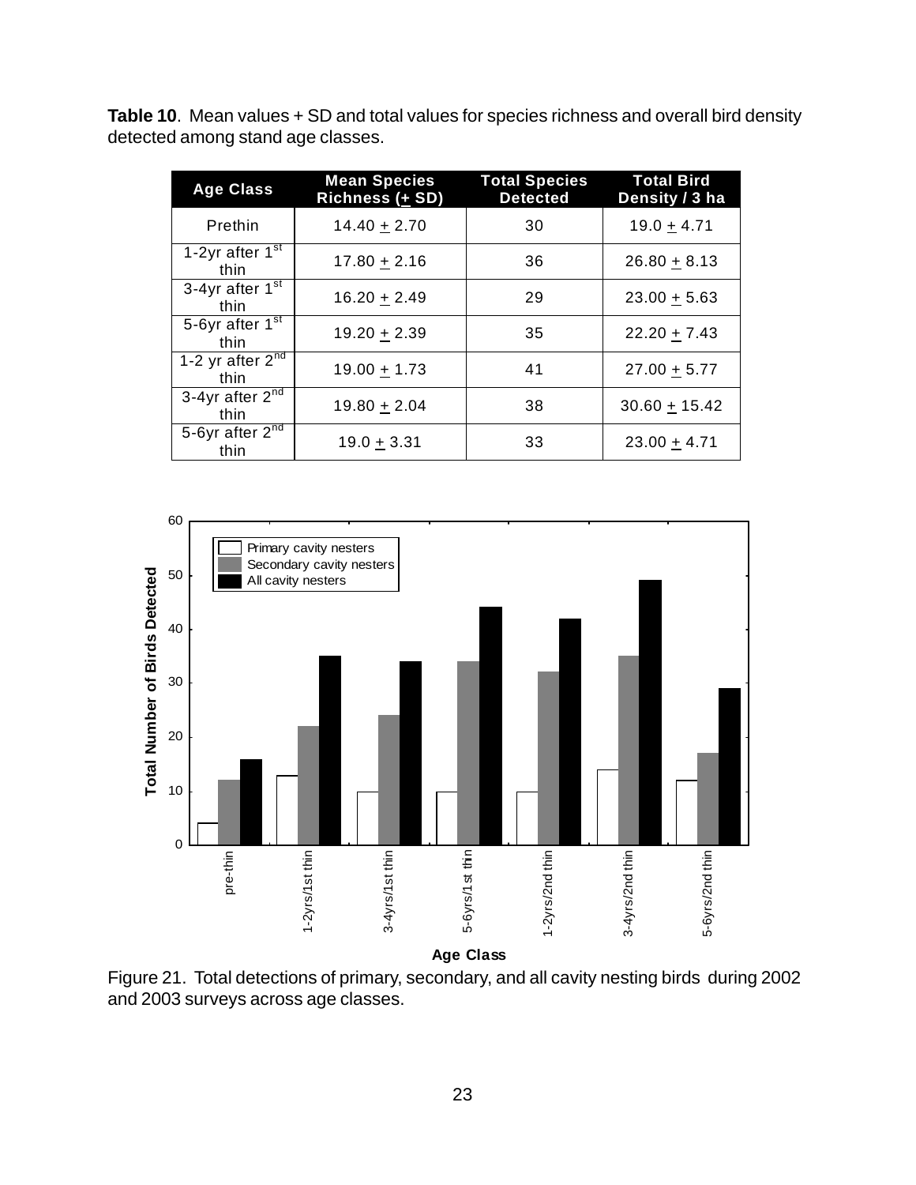**Table 10**. Mean values + SD and total values for species richness and overall bird density detected among stand age classes.

| Age Class | Mean Species Richness (+ SD) | Total Species Detected | Total Bird Density / 3 ha |
|---|---|---|---|
| Prethin | 14.40 + 2.70 | 30 | 19.0 + 4.71 |
| 1-2yr after 1st thin | 17.80 + 2.16 | 36 | 26.80 + 8.13 |
| 3-4yr after 1st thin | 16.20 + 2.49 | 29 | 23.00 + 5.63 |
| 5-6yr after 1st thin | 19.20 + 2.39 | 35 | 22.20 + 7.43 |
| 1-2 yr after 2nd thin | 19.00 + 1.73 | 41 | 27.00 + 5.77 |
| 3-4yr after 2nd thin | 19.80 + 2.04 | 38 | 30.60 + 15.42 |
| 5-6yr after 2nd thin | 19.0 + 3.31 | 33 | 23.00 + 4.71 |

Figure 21. Total detections of primary, secondary, and all cavity nesting birds during 2002 and 2003 surveys across age classes.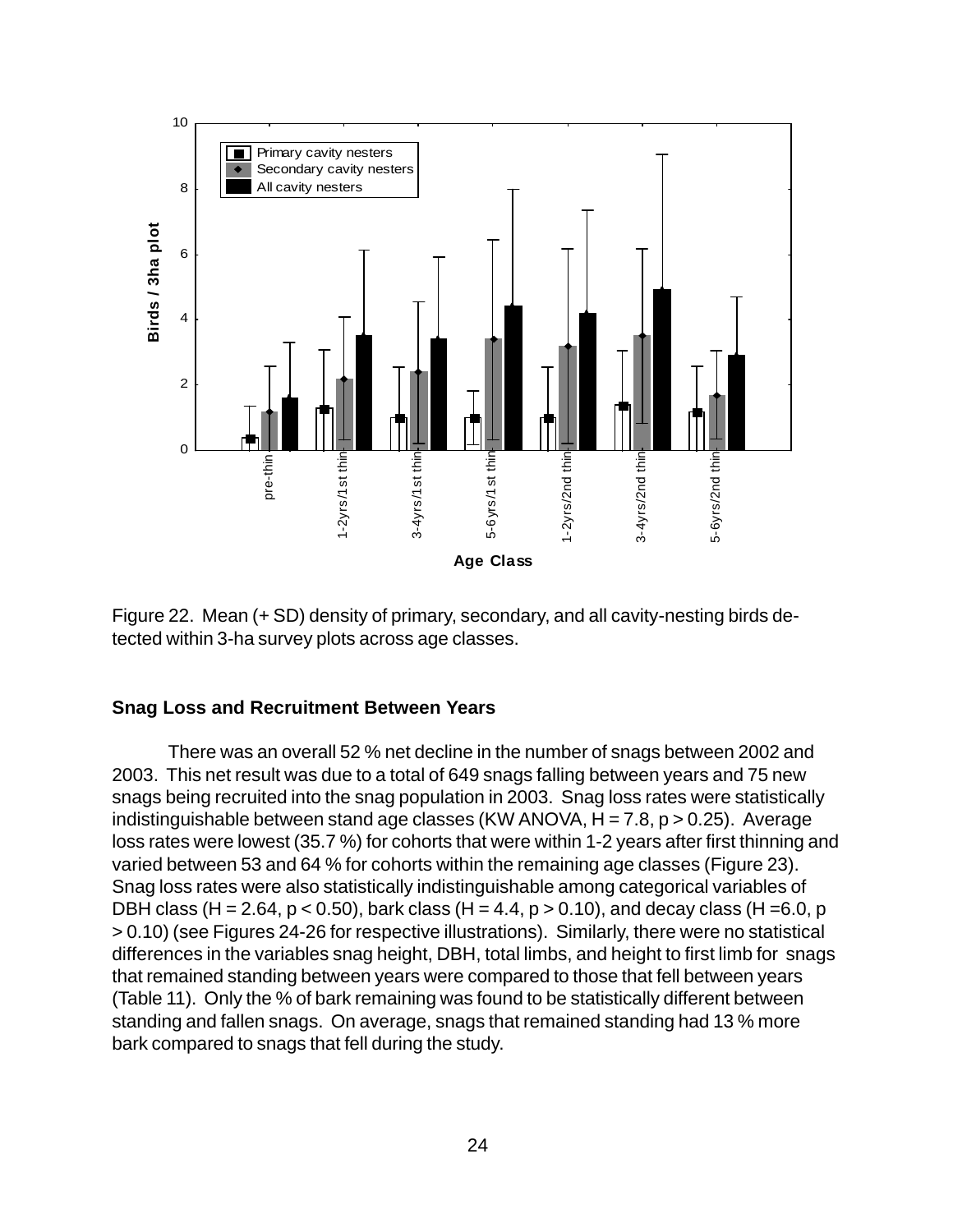Figure 22. Mean (+ SD) density of primary, secondary, and all cavity-nesting birds detected within 3-ha survey plots across age classes.

### Snag Loss and Recruitment Between Years

There was an overall 52 % net decline in the number of snags between 2002 and 2003. This net result was due to a total of 649 snags falling between years and 75 new snags being recruited into the snag population in 2003. Snag loss rates were statistically indistinguishable between stand age classes (KW ANOVA, $H = 7.8$, $p > 0.25$). Average loss rates were lowest (35.7 %) for cohorts that were within 1-2 years after first thinning and varied between 53 and 64 % for cohorts within the remaining age classes (Figure 23). Snag loss rates were also statistically indistinguishable among categorical variables of DBH class ($H = 2.64$, $p < 0.50$), bark class ($H = 4.4$, $p > 0.10$), and decay class ($H = 6.0$, $p > 0.10$) (see Figures 24-26 for respective illustrations). Similarly, there were no statistical differences in the variables snag height, DBH, total limbs, and height to first limb for snags that remained standing between years were compared to those that fell between years (Table 11). Only the % of bark remaining was found to be statistically different between standing and fallen snags. On average, snags that remained standing had 13 % more bark compared to snags that fell during the study.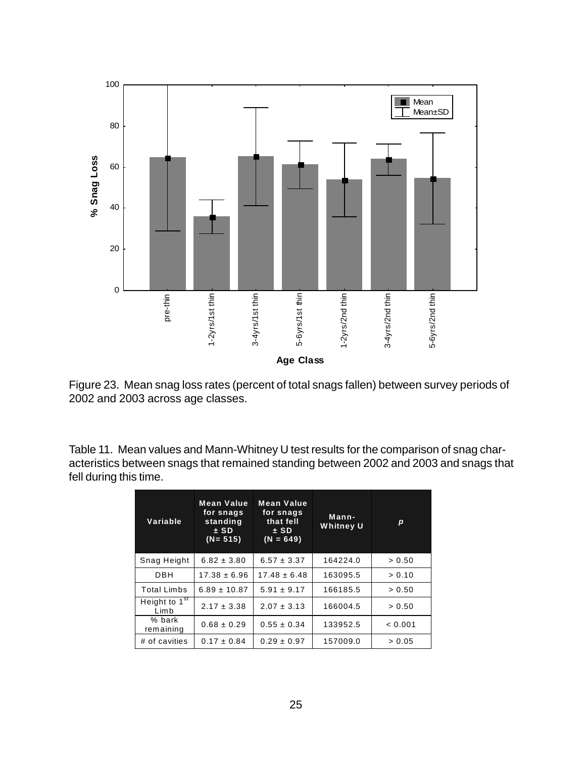Figure 23. Mean snag loss rates (percent of total snags fallen) between survey periods of 2002 and 2003 across age classes.

Table 11. Mean values and Mann-Whitney U test results for the comparison of snag characteristics between snags that remained standing between 2002 and 2003 and snags that fell during this time.

| Variable | Mean Value for snags standing ± SD (N= 515) | Mean Value for snags that fell ± SD (N = 649) | Mann-Whitney U | *p* |
|---|---|---|---|---|
| Snag Height | 6.82 ± 3.80 | 6.57 ± 3.37 | 164224.0 | > 0.50 |
| DBH | 17.38 ± 6.96 | 17.48 ± 6.48 | 163095.5 | > 0.10 |
| Total Limbs | 6.89 ± 10.87 | 5.91 ± 9.17 | 166185.5 | > 0.50 |
| Height to 1st Limb | 2.17 ± 3.38 | 2.07 ± 3.13 | 166004.5 | > 0.50 |
| % bark remaining | 0.68 ± 0.29 | 0.55 ± 0.34 | 133952.5 | < 0.001 |
| # of cavities | 0.17 ± 0.84 | 0.29 ± 0.97 | 157009.0 | > 0.05 |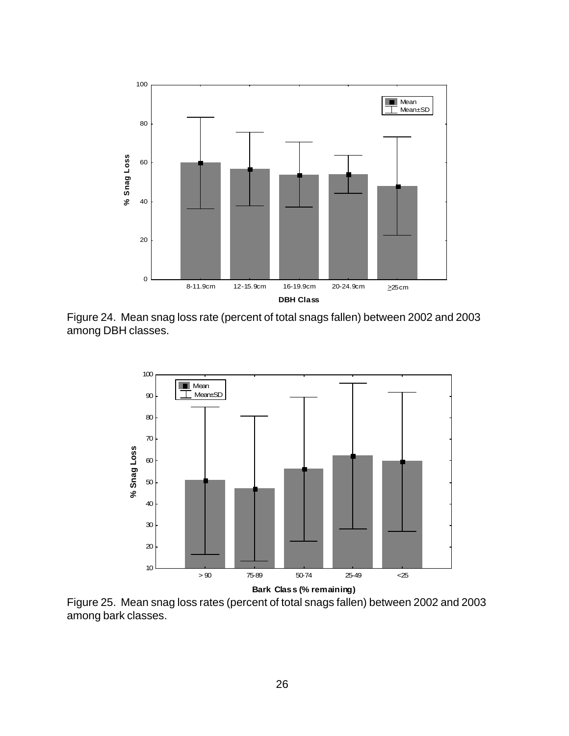Figure 24. Mean snag loss rate (percent of total snags fallen) between 2002 and 2003 among DBH classes.

Figure 25. Mean snag loss rates (percent of total snags fallen) between 2002 and 2003 among bark classes.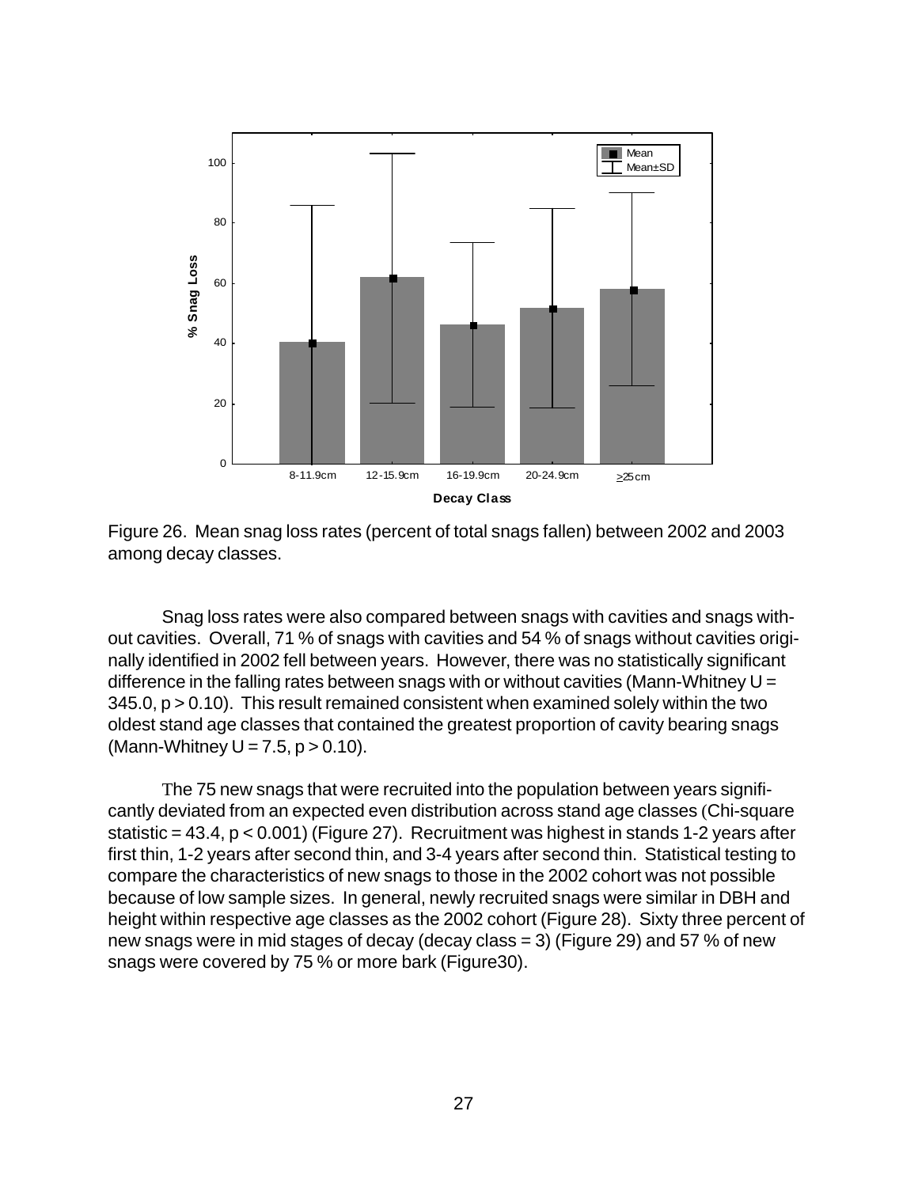Figure 26. Mean snag loss rates (percent of total snags fallen) between 2002 and 2003 among decay classes.

Snag loss rates were also compared between snags with cavities and snags without cavities. Overall, 71 % of snags with cavities and 54 % of snags without cavities originally identified in 2002 fell between years. However, there was no statistically significant difference in the falling rates between snags with or without cavities (Mann-Whitney $U = 345.0$, $p > 0.10$). This result remained consistent when examined solely within the two oldest stand age classes that contained the greatest proportion of cavity bearing snags (Mann-Whitney $U = 7.5$, $p > 0.10$).

The 75 new snags that were recruited into the population between years significantly deviated from an expected even distribution across stand age classes (Chi-square statistic = 43.4, $p < 0.001$) (Figure 27). Recruitment was highest in stands 1-2 years after first thin, 1-2 years after second thin, and 3-4 years after second thin. Statistical testing to compare the characteristics of new snags to those in the 2002 cohort was not possible because of low sample sizes. In general, newly recruited snags were similar in DBH and height within respective age classes as the 2002 cohort (Figure 28). Sixty three percent of new snags were in mid stages of decay (decay class = 3) (Figure 29) and 57 % of new snags were covered by 75 % or more bark (Figure30).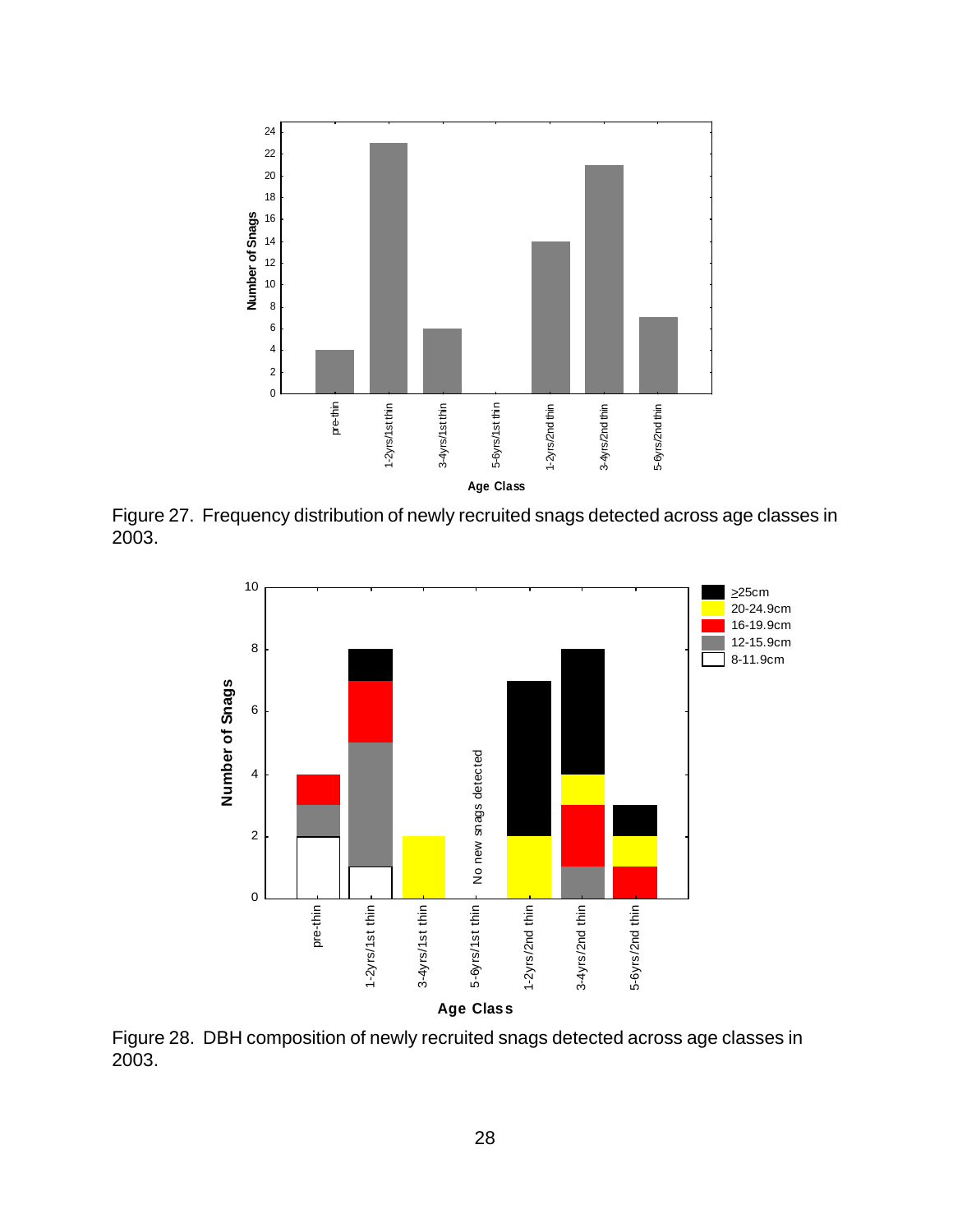Figure 27. Frequency distribution of newly recruited snags detected across age classes in 2003.

Figure 28. DBH composition of newly recruited snags detected across age classes in 2003.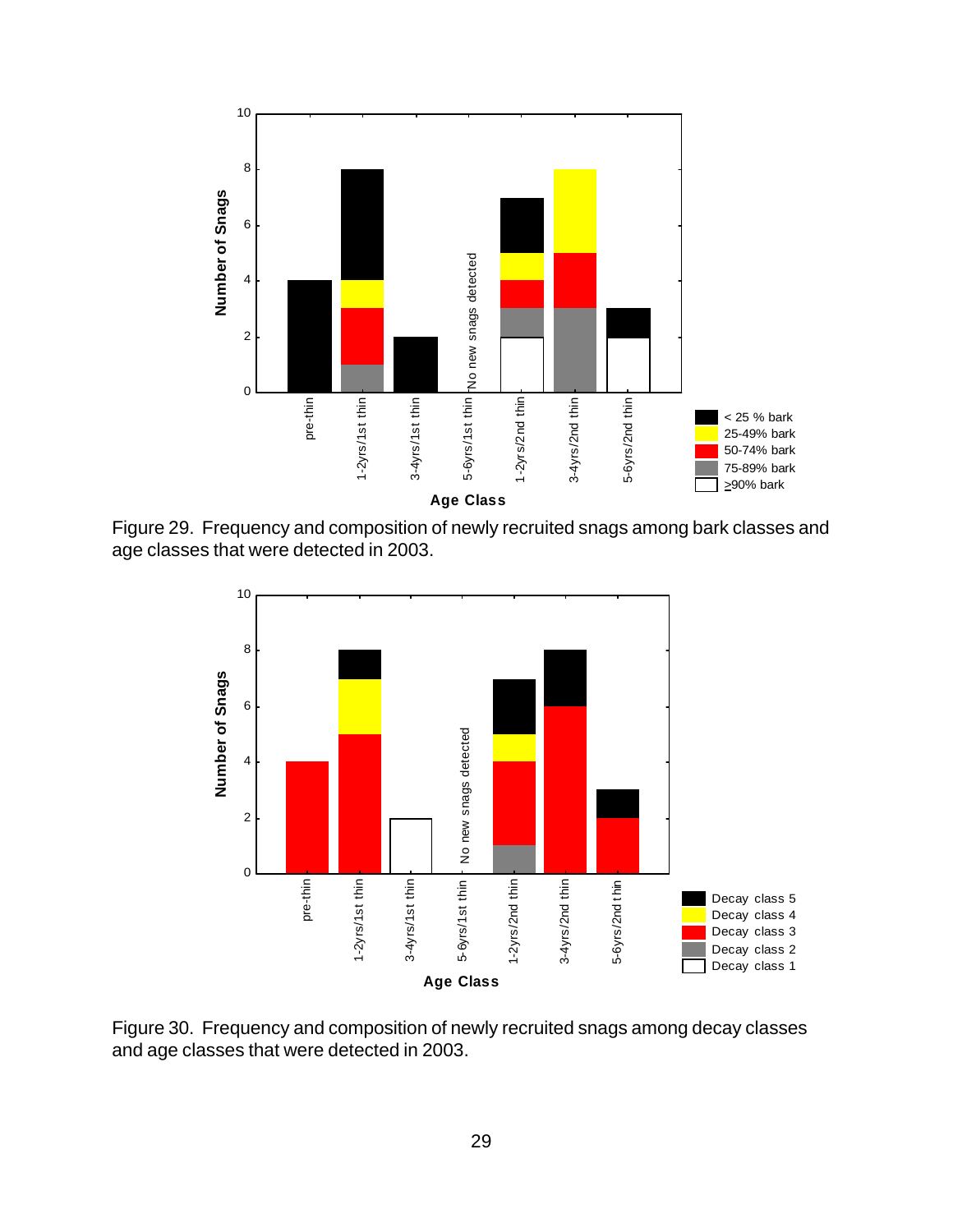Figure 29. Frequency and composition of newly recruited snags among bark classes and age classes that were detected in 2003.

Figure 30. Frequency and composition of newly recruited snags among decay classes and age classes that were detected in 2003.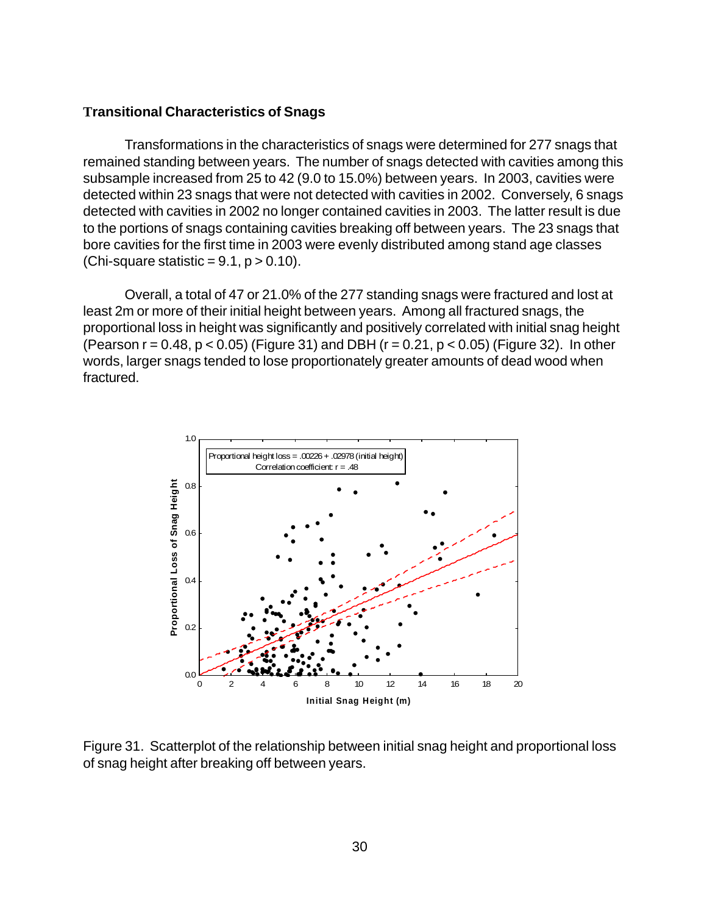### Transitional Characteristics of Snags

Transformations in the characteristics of snags were determined for 277 snags that remained standing between years. The number of snags detected with cavities among this subsample increased from 25 to 42 (9.0 to 15.0%) between years. In 2003, cavities were detected within 23 snags that were not detected with cavities in 2002. Conversely, 6 snags detected with cavities in 2002 no longer contained cavities in 2003. The latter result is due to the portions of snags containing cavities breaking off between years. The 23 snags that bore cavities for the first time in 2003 were evenly distributed among stand age classes (Chi-square statistic = 9.1, $p > 0.10$).

Overall, a total of 47 or 21.0% of the 277 standing snags were fractured and lost at least 2m or more of their initial height between years. Among all fractured snags, the proportional loss in height was significantly and positively correlated with initial snag height (Pearson $r = 0.48$, $p < 0.05$) (Figure 31) and DBH ($r = 0.21$, $p < 0.05$) (Figure 32). In other words, larger snags tended to lose proportionately greater amounts of dead wood when fractured.

Proportional height loss = .00226 + .02978 (initial height)
Correlation coefficient: r = .48

Figure 31. Scatterplot of the relationship between initial snag height and proportional loss of snag height after breaking off between years.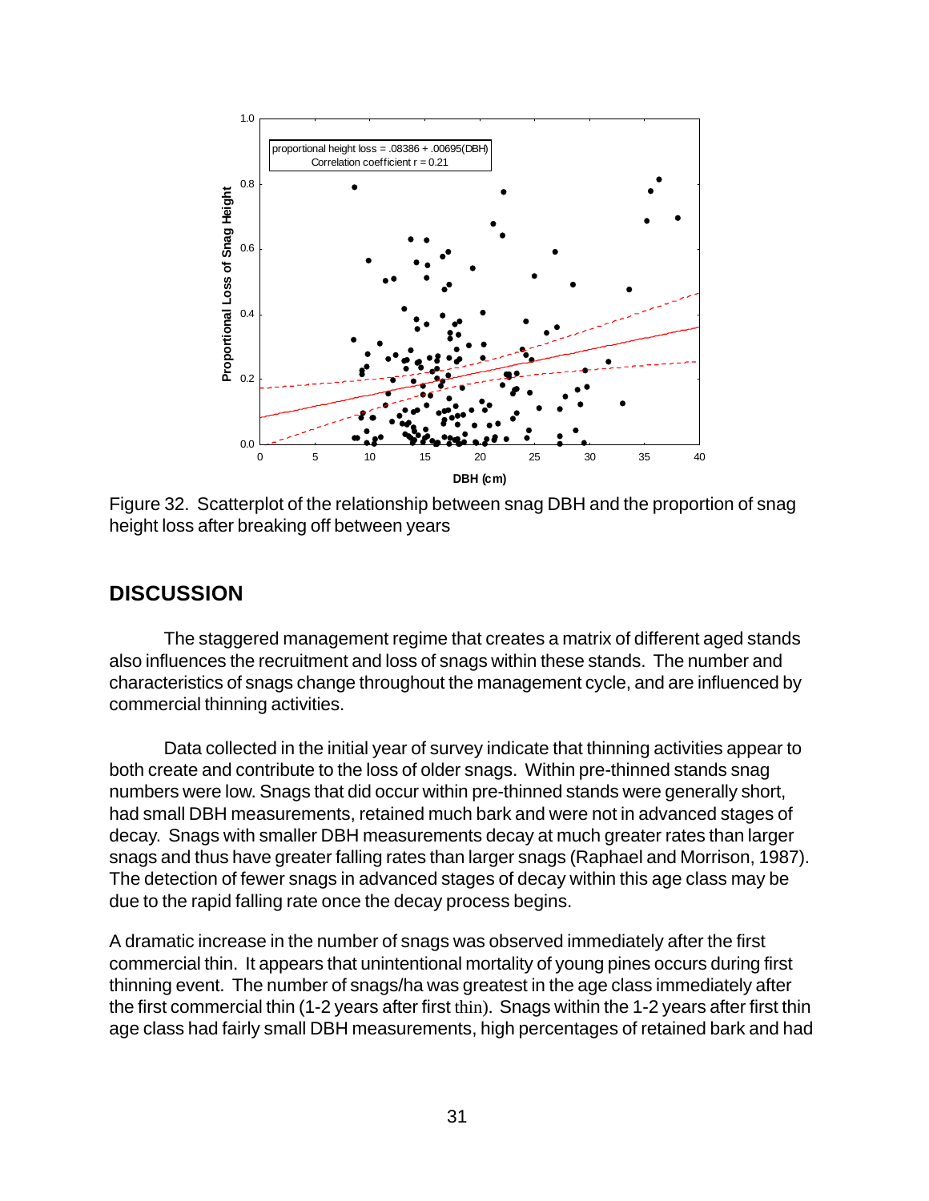Figure 32. Scatterplot of the relationship between snag DBH and the proportion of snag height loss after breaking off between years

## DISCUSSION

The staggered management regime that creates a matrix of different aged stands also influences the recruitment and loss of snags within these stands. The number and characteristics of snags change throughout the management cycle, and are influenced by commercial thinning activities.

Data collected in the initial year of survey indicate that thinning activities appear to both create and contribute to the loss of older snags. Within pre-thinned stands snag numbers were low. Snags that did occur within pre-thinned stands were generally short, had small DBH measurements, retained much bark and were not in advanced stages of decay. Snags with smaller DBH measurements decay at much greater rates than larger snags and thus have greater falling rates than larger snags (Raphael and Morrison, 1987). The detection of fewer snags in advanced stages of decay within this age class may be due to the rapid falling rate once the decay process begins.

A dramatic increase in the number of snags was observed immediately after the first commercial thin. It appears that unintentional mortality of young pines occurs during first thinning event. The number of snags/ha was greatest in the age class immediately after the first commercial thin (1-2 years after first thin). Snags within the 1-2 years after first thin age class had fairly small DBH measurements, high percentages of retained bark and had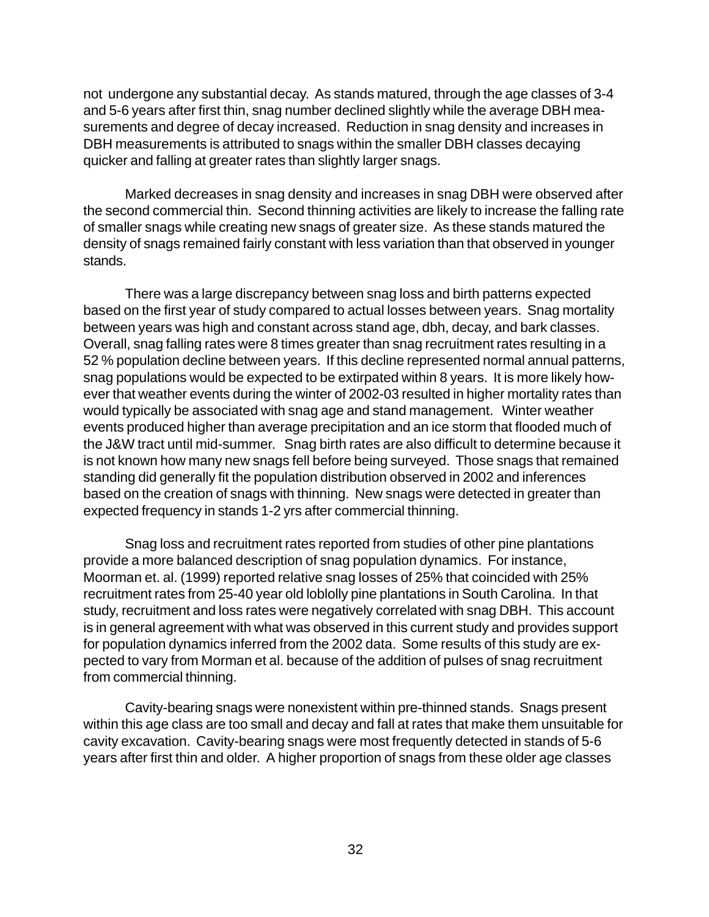not undergone any substantial decay. As stands matured, through the age classes of 3-4 and 5-6 years after first thin, snag number declined slightly while the average DBH measurements and degree of decay increased. Reduction in snag density and increases in DBH measurements is attributed to snags within the smaller DBH classes decaying quicker and falling at greater rates than slightly larger snags.

Marked decreases in snag density and increases in snag DBH were observed after the second commercial thin. Second thinning activities are likely to increase the falling rate of smaller snags while creating new snags of greater size. As these stands matured the density of snags remained fairly constant with less variation than that observed in younger stands.

There was a large discrepancy between snag loss and birth patterns expected based on the first year of study compared to actual losses between years. Snag mortality between years was high and constant across stand age, dbh, decay, and bark classes. Overall, snag falling rates were 8 times greater than snag recruitment rates resulting in a 52 % population decline between years. If this decline represented normal annual patterns, snag populations would be expected to be extirpated within 8 years. It is more likely however that weather events during the winter of 2002-03 resulted in higher mortality rates than would typically be associated with snag age and stand management. Winter weather events produced higher than average precipitation and an ice storm that flooded much of the J&W tract until mid-summer. Snag birth rates are also difficult to determine because it is not known how many new snags fell before being surveyed. Those snags that remained standing did generally fit the population distribution observed in 2002 and inferences based on the creation of snags with thinning. New snags were detected in greater than expected frequency in stands 1-2 yrs after commercial thinning.

Snag loss and recruitment rates reported from studies of other pine plantations provide a more balanced description of snag population dynamics. For instance, Moorman et. al. (1999) reported relative snag losses of 25% that coincided with 25% recruitment rates from 25-40 year old loblolly pine plantations in South Carolina. In that study, recruitment and loss rates were negatively correlated with snag DBH. This account is in general agreement with what was observed in this current study and provides support for population dynamics inferred from the 2002 data. Some results of this study are expected to vary from Morman et al. because of the addition of pulses of snag recruitment from commercial thinning.

Cavity-bearing snags were nonexistent within pre-thinned stands. Snags present within this age class are too small and decay and fall at rates that make them unsuitable for cavity excavation. Cavity-bearing snags were most frequently detected in stands of 5-6 years after first thin and older. A higher proportion of snags from these older age classes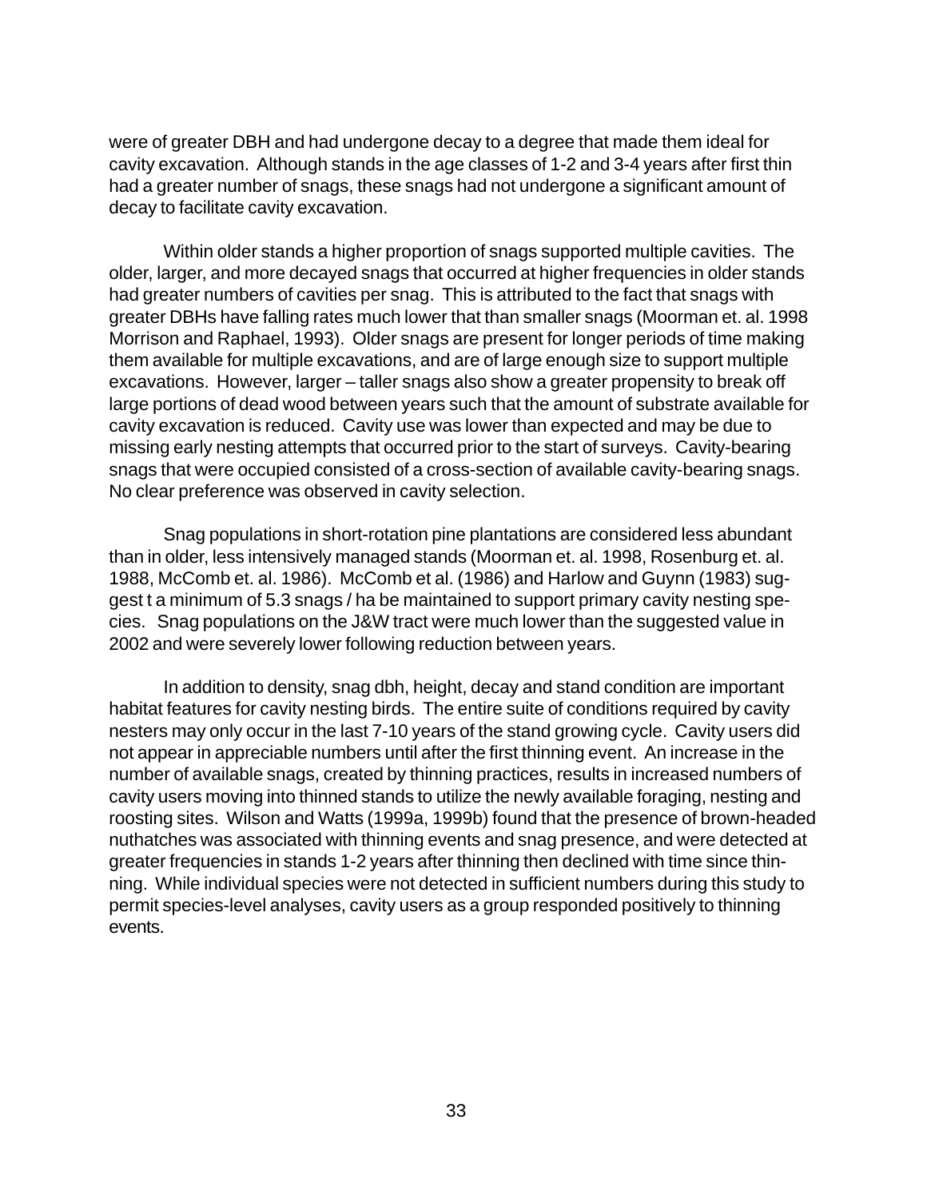were of greater DBH and had undergone decay to a degree that made them ideal for cavity excavation. Although stands in the age classes of 1-2 and 3-4 years after first thin had a greater number of snags, these snags had not undergone a significant amount of decay to facilitate cavity excavation.

Within older stands a higher proportion of snags supported multiple cavities. The older, larger, and more decayed snags that occurred at higher frequencies in older stands had greater numbers of cavities per snag. This is attributed to the fact that snags with greater DBHs have falling rates much lower that than smaller snags (Moorman et. al. 1998 Morrison and Raphael, 1993). Older snags are present for longer periods of time making them available for multiple excavations, and are of large enough size to support multiple excavations. However, larger – taller snags also show a greater propensity to break off large portions of dead wood between years such that the amount of substrate available for cavity excavation is reduced. Cavity use was lower than expected and may be due to missing early nesting attempts that occurred prior to the start of surveys. Cavity-bearing snags that were occupied consisted of a cross-section of available cavity-bearing snags. No clear preference was observed in cavity selection.

Snag populations in short-rotation pine plantations are considered less abundant than in older, less intensively managed stands (Moorman et. al. 1998, Rosenburg et. al. 1988, McComb et. al. 1986). McComb et al. (1986) and Harlow and Guynn (1983) suggest t a minimum of 5.3 snags / ha be maintained to support primary cavity nesting species. Snag populations on the J&W tract were much lower than the suggested value in 2002 and were severely lower following reduction between years.

In addition to density, snag dbh, height, decay and stand condition are important habitat features for cavity nesting birds. The entire suite of conditions required by cavity nesters may only occur in the last 7-10 years of the stand growing cycle. Cavity users did not appear in appreciable numbers until after the first thinning event. An increase in the number of available snags, created by thinning practices, results in increased numbers of cavity users moving into thinned stands to utilize the newly available foraging, nesting and roosting sites. Wilson and Watts (1999a, 1999b) found that the presence of brown-headed nuthatches was associated with thinning events and snag presence, and were detected at greater frequencies in stands 1-2 years after thinning then declined with time since thinning. While individual species were not detected in sufficient numbers during this study to permit species-level analyses, cavity users as a group responded positively to thinning events.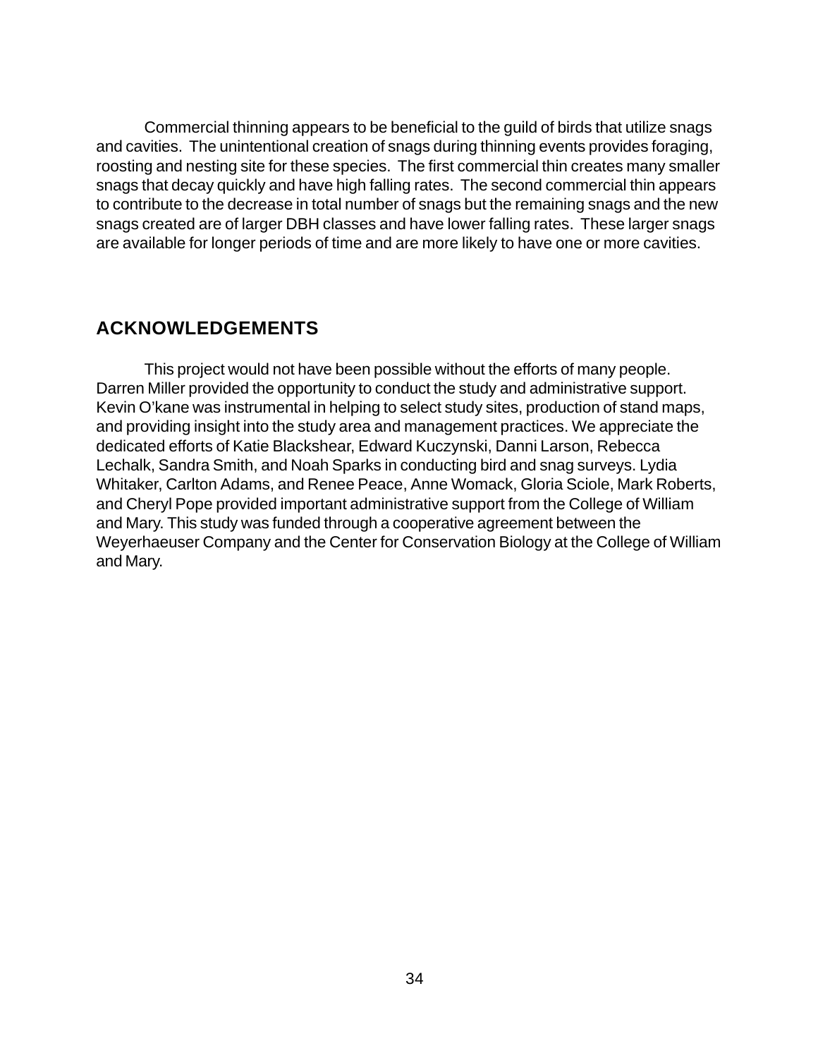Commercial thinning appears to be beneficial to the guild of birds that utilize snags and cavities. The unintentional creation of snags during thinning events provides foraging, roosting and nesting site for these species. The first commercial thin creates many smaller snags that decay quickly and have high falling rates. The second commercial thin appears to contribute to the decrease in total number of snags but the remaining snags and the new snags created are of larger DBH classes and have lower falling rates. These larger snags are available for longer periods of time and are more likely to have one or more cavities.

## ACKNOWLEDGEMENTS

This project would not have been possible without the efforts of many people. Darren Miller provided the opportunity to conduct the study and administrative support. Kevin O'kane was instrumental in helping to select study sites, production of stand maps, and providing insight into the study area and management practices. We appreciate the dedicated efforts of Katie Blackshear, Edward Kuczynski, Danni Larson, Rebecca Lechalk, Sandra Smith, and Noah Sparks in conducting bird and snag surveys. Lydia Whitaker, Carlton Adams, and Renee Peace, Anne Womack, Gloria Sciole, Mark Roberts, and Cheryl Pope provided important administrative support from the College of William and Mary. This study was funded through a cooperative agreement between the Weyerhaeuser Company and the Center for Conservation Biology at the College of William and Mary.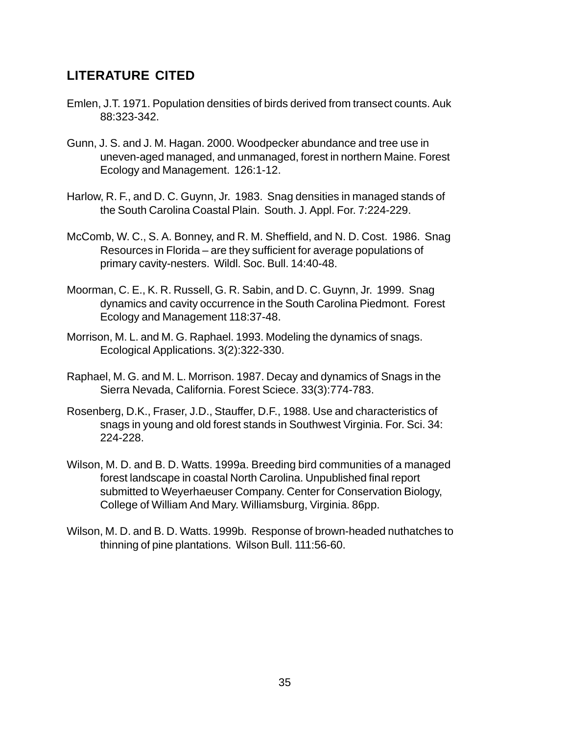## LITERATURE CITED

Emlen, J.T. 1971. Population densities of birds derived from transect counts. Auk 88:323-342.

Gunn, J. S. and J. M. Hagan. 2000. Woodpecker abundance and tree use in uneven-aged managed, and unmanaged, forest in northern Maine. Forest Ecology and Management. 126:1-12.

Harlow, R. F., and D. C. Guynn, Jr. 1983. Snag densities in managed stands of the South Carolina Coastal Plain. South. J. Appl. For. 7:224-229.

McComb, W. C., S. A. Bonney, and R. M. Sheffield, and N. D. Cost. 1986. Snag Resources in Florida – are they sufficient for average populations of primary cavity-nesters. Wildl. Soc. Bull. 14:40-48.

Moorman, C. E., K. R. Russell, G. R. Sabin, and D. C. Guynn, Jr. 1999. Snag dynamics and cavity occurrence in the South Carolina Piedmont. Forest Ecology and Management 118:37-48.

Morrison, M. L. and M. G. Raphael. 1993. Modeling the dynamics of snags. Ecological Applications. 3(2):322-330.

Raphael, M. G. and M. L. Morrison. 1987. Decay and dynamics of Snags in the Sierra Nevada, California. Forest Sciece. 33(3):774-783.

Rosenberg, D.K., Fraser, J.D., Stauffer, D.F., 1988. Use and characteristics of snags in young and old forest stands in Southwest Virginia. For. Sci. 34: 224-228.

Wilson, M. D. and B. D. Watts. 1999a. Breeding bird communities of a managed forest landscape in coastal North Carolina. Unpublished final report submitted to Weyerhaeuser Company. Center for Conservation Biology, College of William And Mary. Williamsburg, Virginia. 86pp.

Wilson, M. D. and B. D. Watts. 1999b. Response of brown-headed nuthatches to thinning of pine plantations. Wilson Bull. 111:56-60.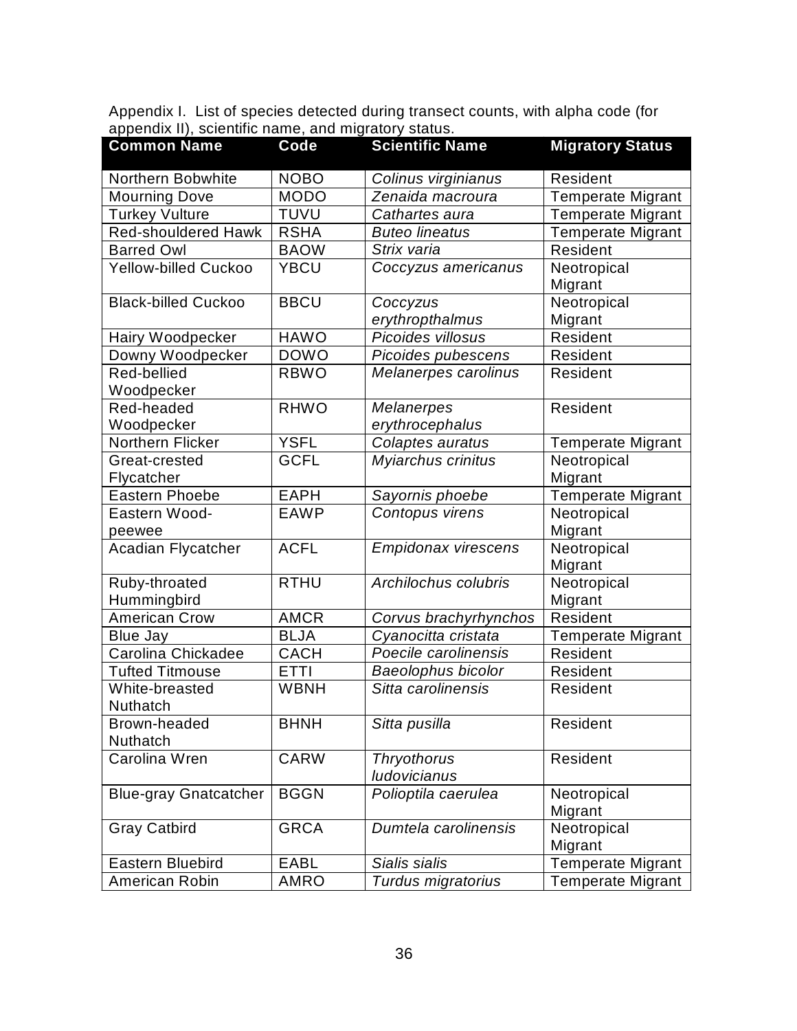Appendix I. List of species detected during transect counts, with alpha code (for appendix II), scientific name, and migratory status.

| Common Name | Code | Scientific Name | Migratory Status |
|---|---|---|---|
| Northern Bobwhite | NOBO | *Colinus virginianus* | Resident |
| Mourning Dove | MODO | *Zenaida macroura* | Temperate Migrant |
| Turkey Vulture | TUVU | *Cathartes aura* | Temperate Migrant |
| Red-shouldered Hawk | RSHA | *Buteo lineatus* | Temperate Migrant |
| Barred Owl | BAOW | *Strix varia* | Resident |
| Yellow-billed Cuckoo | YBCU | *Coccyzus americanus* | Neotropical Migrant |
| Black-billed Cuckoo | BBCU | *Coccyzus erythropthalmus* | Neotropical Migrant |
| Hairy Woodpecker | HAWO | *Picoides villosus* | Resident |
| Downy Woodpecker | DOWO | *Picoides pubescens* | Resident |
| Red-bellied Woodpecker | RBWO | *Melanerpes carolinus* | Resident |
| Red-headed Woodpecker | RHWO | *Melanerpes erythrocephalus* | Resident |
| Northern Flicker | YSFL | *Colaptes auratus* | Temperate Migrant |
| Great-crested Flycatcher | GCFL | *Myiarchus crinitus* | Neotropical Migrant |
| Eastern Phoebe | EAPH | *Sayornis phoebe* | Temperate Migrant |
| Eastern Wood-peewee | EAWP | *Contopus virens* | Neotropical Migrant |
| Acadian Flycatcher | ACFL | *Empidonax virescens* | Neotropical Migrant |
| Ruby-throated Hummingbird | RTHU | *Archilochus colubris* | Neotropical Migrant |
| American Crow | AMCR | *Corvus brachyrhynchos* | Resident |
| Blue Jay | BLJA | *Cyanocitta cristata* | Temperate Migrant |
| Carolina Chickadee | CACH | *Poecile carolinensis* | Resident |
| Tufted Titmouse | ETTI | *Baeolophus bicolor* | Resident |
| White-breasted Nuthatch | WBNH | *Sitta carolinensis* | Resident |
| Brown-headed Nuthatch | BHNH | *Sitta pusilla* | Resident |
| Carolina Wren | CARW | *Thryothorus ludovicianus* | Resident |
| Blue-gray Gnatcatcher | BGGN | *Polioptila caerulea* | Neotropical Migrant |
| Gray Catbird | GRCA | *Dumtela carolinensis* | Neotropical Migrant |
| Eastern Bluebird | EABL | *Sialis sialis* | Temperate Migrant |
| American Robin | AMRO | *Turdus migratorius* | Temperate Migrant |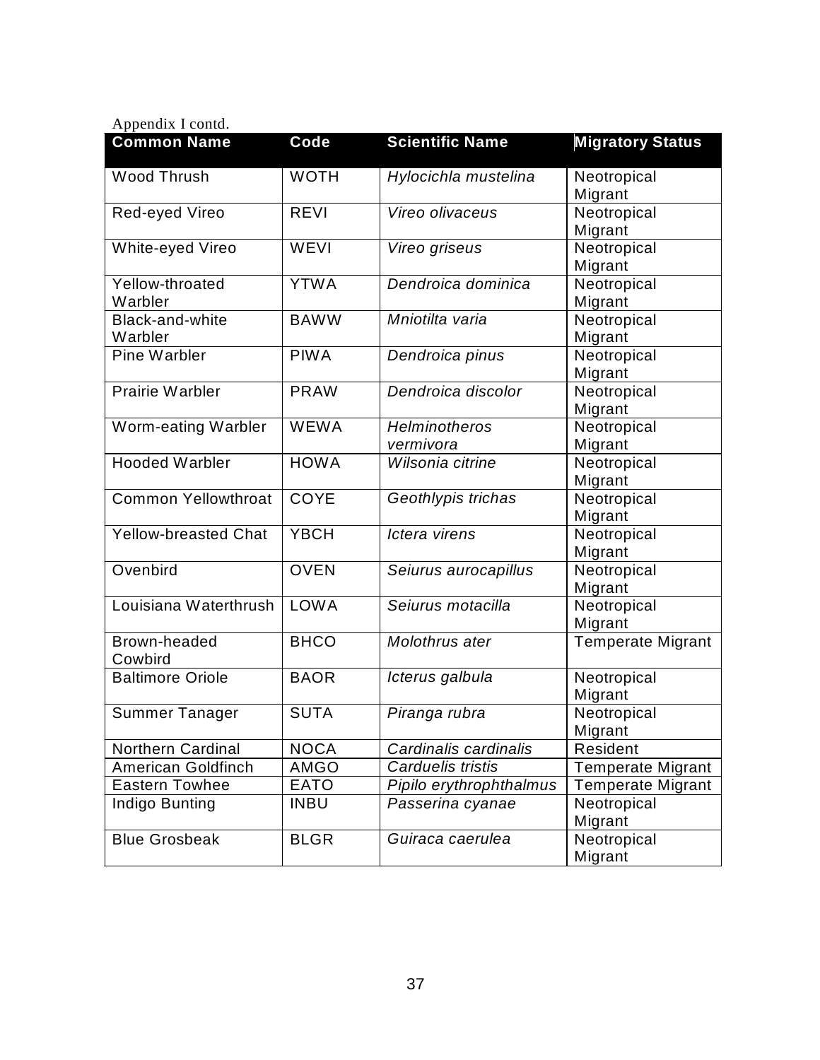Appendix I contd.

| Common Name | Code | Scientific Name | Migratory Status |
|---|---|---|---|
| Wood Thrush | WOTH | *Hylocichla mustelina* | Neotropical Migrant |
| Red-eyed Vireo | REVI | *Vireo olivaceus* | Neotropical Migrant |
| White-eyed Vireo | WEVI | *Vireo griseus* | Neotropical Migrant |
| Yellow-throated Warbler | YTWA | *Dendroica dominica* | Neotropical Migrant |
| Black-and-white Warbler | BAWW | *Mniotilta varia* | Neotropical Migrant |
| Pine Warbler | PIWA | *Dendroica pinus* | Neotropical Migrant |
| Prairie Warbler | PRAW | *Dendroica discolor* | Neotropical Migrant |
| Worm-eating Warbler | WEWA | *Helminotheros vermivora* | Neotropical Migrant |
| Hooded Warbler | HOWA | *Wilsonia citrine* | Neotropical Migrant |
| Common Yellowthroat | COYE | *Geothlypis trichas* | Neotropical Migrant |
| Yellow-breasted Chat | YBCH | *Ictera virens* | Neotropical Migrant |
| Ovenbird | OVEN | *Seiurus aurocapillus* | Neotropical Migrant |
| Louisiana Waterthrush | LOWA | *Seiurus motacilla* | Neotropical Migrant |
| Brown-headed Cowbird | BHCO | *Molothrus ater* | Temperate Migrant |
| Baltimore Oriole | BAOR | *Icterus galbula* | Neotropical Migrant |
| Summer Tanager | SUTA | *Piranga rubra* | Neotropical Migrant |
| Northern Cardinal | NOCA | *Cardinalis cardinalis* | Resident |
| American Goldfinch | AMGO | *Carduelis tristis* | Temperate Migrant |
| Eastern Towhee | EATO | *Pipilo erythrophthalmus* | Temperate Migrant |
| Indigo Bunting | INBU | *Passerina cyanae* | Neotropical Migrant |
| Blue Grosbeak | BLGR | *Guiraca caerulea* | Neotropical Migrant |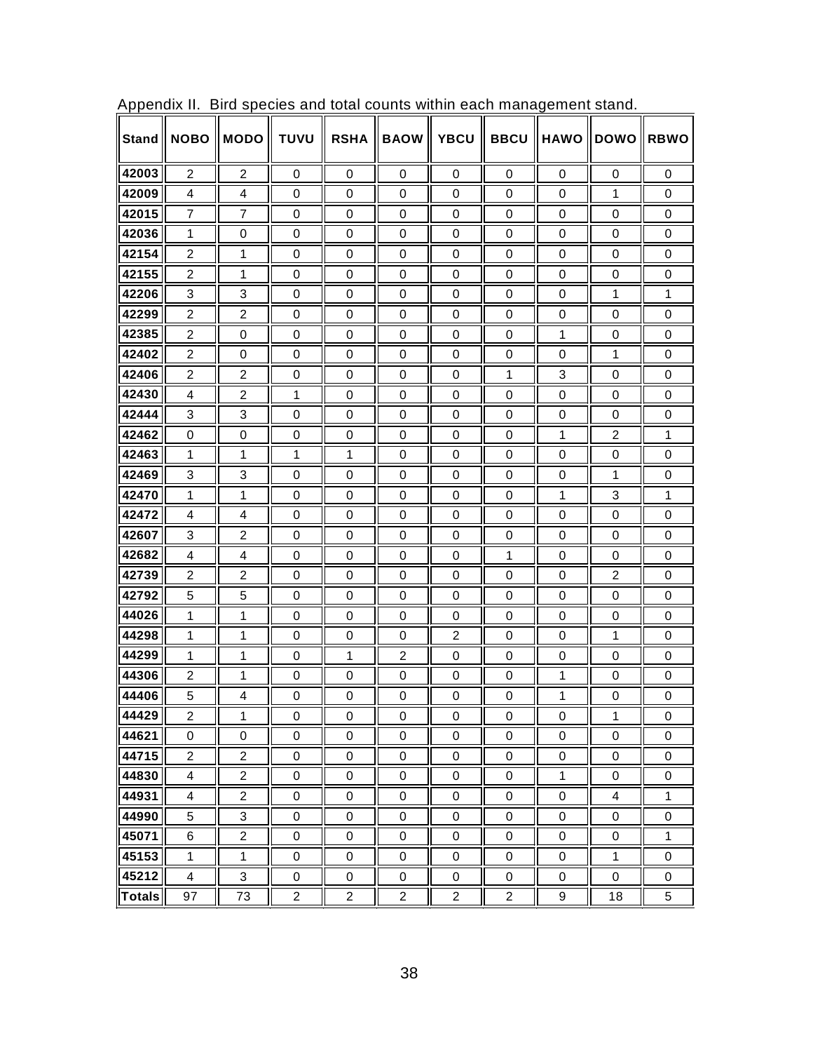Appendix II. Bird species and total counts within each management stand.

| Stand | NOBO | MODO | TUVU | RSHA | BAOW | YBCU | BBCU | HAWO | DOWO | RBWO |
|---|---|---|---|---|---|---|---|---|---|---|
| 42003 | 2 | 2 | 0 | 0 | 0 | 0 | 0 | 0 | 0 | 0 |
| 42009 | 4 | 4 | 0 | 0 | 0 | 0 | 0 | 0 | 1 | 0 |
| 42015 | 7 | 7 | 0 | 0 | 0 | 0 | 0 | 0 | 0 | 0 |
| 42036 | 1 | 0 | 0 | 0 | 0 | 0 | 0 | 0 | 0 | 0 |
| 42154 | 2 | 1 | 0 | 0 | 0 | 0 | 0 | 0 | 0 | 0 |
| 42155 | 2 | 1 | 0 | 0 | 0 | 0 | 0 | 0 | 0 | 0 |
| 42206 | 3 | 3 | 0 | 0 | 0 | 0 | 0 | 0 | 1 | 1 |
| 42299 | 2 | 2 | 0 | 0 | 0 | 0 | 0 | 0 | 0 | 0 |
| 42385 | 2 | 0 | 0 | 0 | 0 | 0 | 0 | 1 | 0 | 0 |
| 42402 | 2 | 0 | 0 | 0 | 0 | 0 | 0 | 0 | 1 | 0 |
| 42406 | 2 | 2 | 0 | 0 | 0 | 0 | 1 | 3 | 0 | 0 |
| 42430 | 4 | 2 | 1 | 0 | 0 | 0 | 0 | 0 | 0 | 0 |
| 42444 | 3 | 3 | 0 | 0 | 0 | 0 | 0 | 0 | 0 | 0 |
| 42462 | 0 | 0 | 0 | 0 | 0 | 0 | 0 | 1 | 2 | 1 |
| 42463 | 1 | 1 | 1 | 1 | 0 | 0 | 0 | 0 | 0 | 0 |
| 42469 | 3 | 3 | 0 | 0 | 0 | 0 | 0 | 0 | 1 | 0 |
| 42470 | 1 | 1 | 0 | 0 | 0 | 0 | 0 | 1 | 3 | 1 |
| 42472 | 4 | 4 | 0 | 0 | 0 | 0 | 0 | 0 | 0 | 0 |
| 42607 | 3 | 2 | 0 | 0 | 0 | 0 | 0 | 0 | 0 | 0 |
| 42682 | 4 | 4 | 0 | 0 | 0 | 0 | 1 | 0 | 0 | 0 |
| 42739 | 2 | 2 | 0 | 0 | 0 | 0 | 0 | 0 | 2 | 0 |
| 42792 | 5 | 5 | 0 | 0 | 0 | 0 | 0 | 0 | 0 | 0 |
| 44026 | 1 | 1 | 0 | 0 | 0 | 0 | 0 | 0 | 0 | 0 |
| 44298 | 1 | 1 | 0 | 0 | 0 | 2 | 0 | 0 | 1 | 0 |
| 44299 | 1 | 1 | 0 | 1 | 2 | 0 | 0 | 0 | 0 | 0 |
| 44306 | 2 | 1 | 0 | 0 | 0 | 0 | 0 | 1 | 0 | 0 |
| 44406 | 5 | 4 | 0 | 0 | 0 | 0 | 0 | 1 | 0 | 0 |
| 44429 | 2 | 1 | 0 | 0 | 0 | 0 | 0 | 0 | 1 | 0 |
| 44621 | 0 | 0 | 0 | 0 | 0 | 0 | 0 | 0 | 0 | 0 |
| 44715 | 2 | 2 | 0 | 0 | 0 | 0 | 0 | 0 | 0 | 0 |
| 44830 | 4 | 2 | 0 | 0 | 0 | 0 | 0 | 1 | 0 | 0 |
| 44931 | 4 | 2 | 0 | 0 | 0 | 0 | 0 | 0 | 4 | 1 |
| 44990 | 5 | 3 | 0 | 0 | 0 | 0 | 0 | 0 | 0 | 0 |
| 45071 | 6 | 2 | 0 | 0 | 0 | 0 | 0 | 0 | 0 | 1 |
| 45153 | 1 | 1 | 0 | 0 | 0 | 0 | 0 | 0 | 1 | 0 |
| 45212 | 4 | 3 | 0 | 0 | 0 | 0 | 0 | 0 | 0 | 0 |
| Totals | 97 | 73 | 2 | 2 | 2 | 2 | 2 | 9 | 18 | 5 |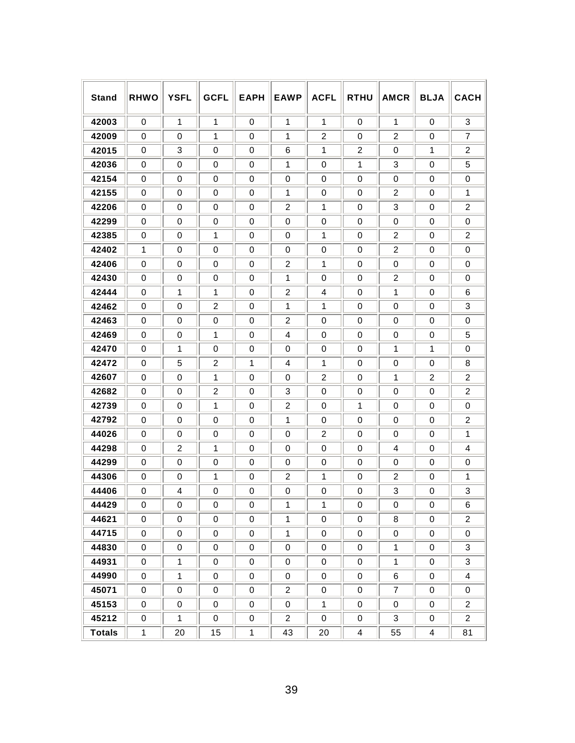| Stand | RHWO | YSFL | GCFL | EAPH | EAWP | ACFL | RTHU | AMCR | BLJA | CACH |
|---|---|---|---|---|---|---|---|---|---|---|
| 42003 | 0 | 1 | 1 | 0 | 1 | 1 | 0 | 1 | 0 | 3 |
| 42009 | 0 | 0 | 1 | 0 | 1 | 2 | 0 | 2 | 0 | 7 |
| 42015 | 0 | 3 | 0 | 0 | 6 | 1 | 2 | 0 | 1 | 2 |
| 42036 | 0 | 0 | 0 | 0 | 1 | 0 | 1 | 3 | 0 | 5 |
| 42154 | 0 | 0 | 0 | 0 | 0 | 0 | 0 | 0 | 0 | 0 |
| 42155 | 0 | 0 | 0 | 0 | 1 | 0 | 0 | 2 | 0 | 1 |
| 42206 | 0 | 0 | 0 | 0 | 2 | 1 | 0 | 3 | 0 | 2 |
| 42299 | 0 | 0 | 0 | 0 | 0 | 0 | 0 | 0 | 0 | 0 |
| 42385 | 0 | 0 | 1 | 0 | 0 | 1 | 0 | 2 | 0 | 2 |
| 42402 | 1 | 0 | 0 | 0 | 0 | 0 | 0 | 2 | 0 | 0 |
| 42406 | 0 | 0 | 0 | 0 | 2 | 1 | 0 | 0 | 0 | 0 |
| 42430 | 0 | 0 | 0 | 0 | 1 | 0 | 0 | 2 | 0 | 0 |
| 42444 | 0 | 1 | 1 | 0 | 2 | 4 | 0 | 1 | 0 | 6 |
| 42462 | 0 | 0 | 2 | 0 | 1 | 1 | 0 | 0 | 0 | 3 |
| 42463 | 0 | 0 | 0 | 0 | 2 | 0 | 0 | 0 | 0 | 0 |
| 42469 | 0 | 0 | 1 | 0 | 4 | 0 | 0 | 0 | 0 | 5 |
| 42470 | 0 | 1 | 0 | 0 | 0 | 0 | 0 | 1 | 1 | 0 |
| 42472 | 0 | 5 | 2 | 1 | 4 | 1 | 0 | 0 | 0 | 8 |
| 42607 | 0 | 0 | 1 | 0 | 0 | 2 | 0 | 1 | 2 | 2 |
| 42682 | 0 | 0 | 2 | 0 | 3 | 0 | 0 | 0 | 0 | 2 |
| 42739 | 0 | 0 | 1 | 0 | 2 | 0 | 1 | 0 | 0 | 0 |
| 42792 | 0 | 0 | 0 | 0 | 1 | 0 | 0 | 0 | 0 | 2 |
| 44026 | 0 | 0 | 0 | 0 | 0 | 2 | 0 | 0 | 0 | 1 |
| 44298 | 0 | 2 | 1 | 0 | 0 | 0 | 0 | 4 | 0 | 4 |
| 44299 | 0 | 0 | 0 | 0 | 0 | 0 | 0 | 0 | 0 | 0 |
| 44306 | 0 | 0 | 1 | 0 | 2 | 1 | 0 | 2 | 0 | 1 |
| 44406 | 0 | 4 | 0 | 0 | 0 | 0 | 0 | 3 | 0 | 3 |
| 44429 | 0 | 0 | 0 | 0 | 1 | 1 | 0 | 0 | 0 | 6 |
| 44621 | 0 | 0 | 0 | 0 | 1 | 0 | 0 | 8 | 0 | 2 |
| 44715 | 0 | 0 | 0 | 0 | 1 | 0 | 0 | 0 | 0 | 0 |
| 44830 | 0 | 0 | 0 | 0 | 0 | 0 | 0 | 1 | 0 | 3 |
| 44931 | 0 | 1 | 0 | 0 | 0 | 0 | 0 | 1 | 0 | 3 |
| 44990 | 0 | 1 | 0 | 0 | 0 | 0 | 0 | 6 | 0 | 4 |
| 45071 | 0 | 0 | 0 | 0 | 2 | 0 | 0 | 7 | 0 | 0 |
| 45153 | 0 | 0 | 0 | 0 | 0 | 1 | 0 | 0 | 0 | 2 |
| 45212 | 0 | 1 | 0 | 0 | 2 | 0 | 0 | 3 | 0 | 2 |
| Totals | 1 | 20 | 15 | 1 | 43 | 20 | 4 | 55 | 4 | 81 |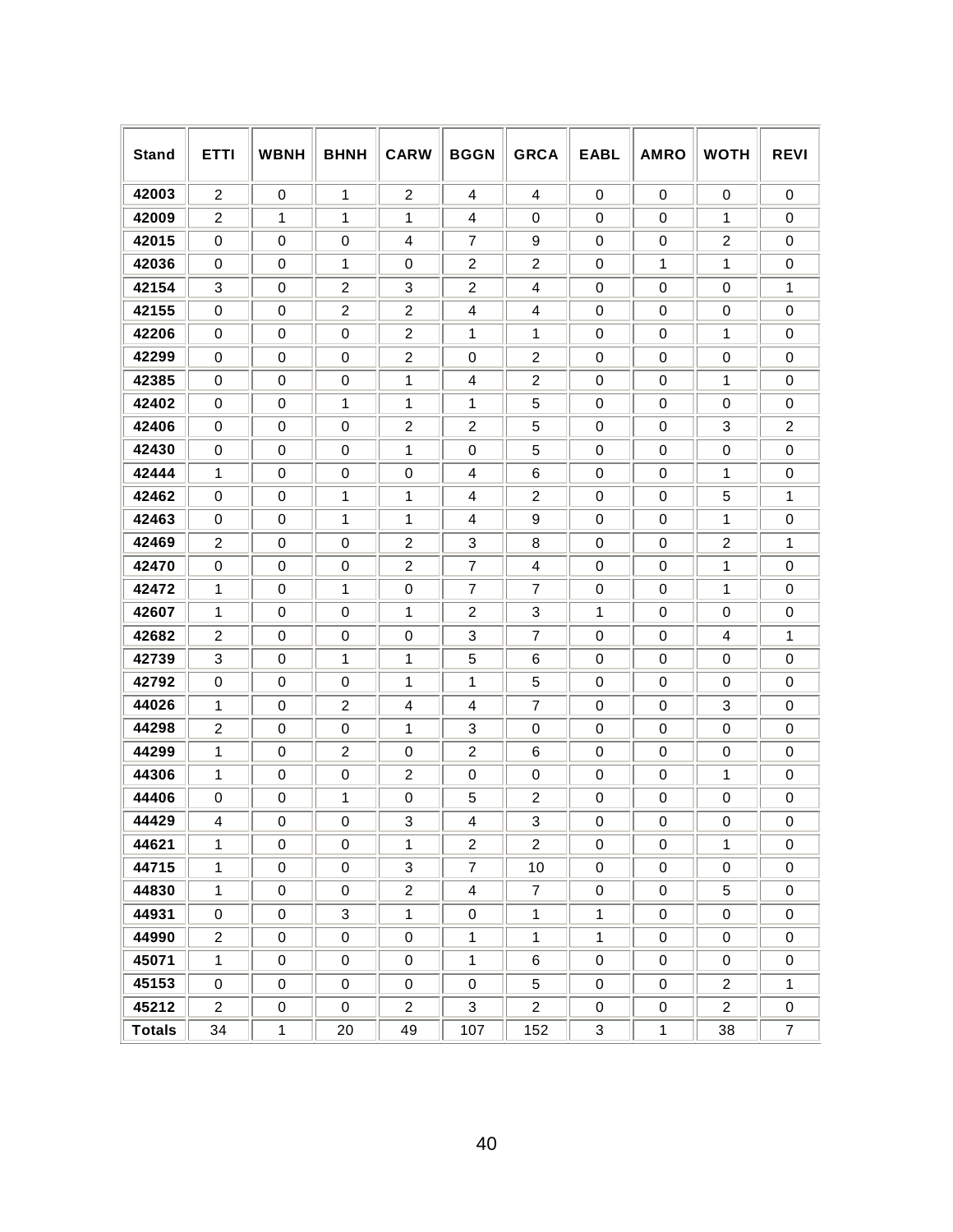| Stand | ETTI | WBNH | BHNH | CARW | BGGN | GRCA | EABL | AMRO | WOTH | REVI |
|---|---|---|---|---|---|---|---|---|---|---|
| 42003 | 2 | 0 | 1 | 2 | 4 | 4 | 0 | 0 | 0 | 0 |
| 42009 | 2 | 1 | 1 | 1 | 4 | 0 | 0 | 0 | 1 | 0 |
| 42015 | 0 | 0 | 0 | 4 | 7 | 9 | 0 | 0 | 2 | 0 |
| 42036 | 0 | 0 | 1 | 0 | 2 | 2 | 0 | 1 | 1 | 0 |
| 42154 | 3 | 0 | 2 | 3 | 2 | 4 | 0 | 0 | 0 | 1 |
| 42155 | 0 | 0 | 2 | 2 | 4 | 4 | 0 | 0 | 0 | 0 |
| 42206 | 0 | 0 | 0 | 2 | 1 | 1 | 0 | 0 | 1 | 0 |
| 42299 | 0 | 0 | 0 | 2 | 0 | 2 | 0 | 0 | 0 | 0 |
| 42385 | 0 | 0 | 0 | 1 | 4 | 2 | 0 | 0 | 1 | 0 |
| 42402 | 0 | 0 | 1 | 1 | 1 | 5 | 0 | 0 | 0 | 0 |
| 42406 | 0 | 0 | 0 | 2 | 2 | 5 | 0 | 0 | 3 | 2 |
| 42430 | 0 | 0 | 0 | 1 | 0 | 5 | 0 | 0 | 0 | 0 |
| 42444 | 1 | 0 | 0 | 0 | 4 | 6 | 0 | 0 | 1 | 0 |
| 42462 | 0 | 0 | 1 | 1 | 4 | 2 | 0 | 0 | 5 | 1 |
| 42463 | 0 | 0 | 1 | 1 | 4 | 9 | 0 | 0 | 1 | 0 |
| 42469 | 2 | 0 | 0 | 2 | 3 | 8 | 0 | 0 | 2 | 1 |
| 42470 | 0 | 0 | 0 | 2 | 7 | 4 | 0 | 0 | 1 | 0 |
| 42472 | 1 | 0 | 1 | 0 | 7 | 7 | 0 | 0 | 1 | 0 |
| 42607 | 1 | 0 | 0 | 1 | 2 | 3 | 1 | 0 | 0 | 0 |
| 42682 | 2 | 0 | 0 | 0 | 3 | 7 | 0 | 0 | 4 | 1 |
| 42739 | 3 | 0 | 1 | 1 | 5 | 6 | 0 | 0 | 0 | 0 |
| 42792 | 0 | 0 | 0 | 1 | 1 | 5 | 0 | 0 | 0 | 0 |
| 44026 | 1 | 0 | 2 | 4 | 4 | 7 | 0 | 0 | 3 | 0 |
| 44298 | 2 | 0 | 0 | 1 | 3 | 0 | 0 | 0 | 0 | 0 |
| 44299 | 1 | 0 | 2 | 0 | 2 | 6 | 0 | 0 | 0 | 0 |
| 44306 | 1 | 0 | 0 | 2 | 0 | 0 | 0 | 0 | 1 | 0 |
| 44406 | 0 | 0 | 1 | 0 | 5 | 2 | 0 | 0 | 0 | 0 |
| 44429 | 4 | 0 | 0 | 3 | 4 | 3 | 0 | 0 | 0 | 0 |
| 44621 | 1 | 0 | 0 | 1 | 2 | 2 | 0 | 0 | 1 | 0 |
| 44715 | 1 | 0 | 0 | 3 | 7 | 10 | 0 | 0 | 0 | 0 |
| 44830 | 1 | 0 | 0 | 2 | 4 | 7 | 0 | 0 | 5 | 0 |
| 44931 | 0 | 0 | 3 | 1 | 0 | 1 | 1 | 0 | 0 | 0 |
| 44990 | 2 | 0 | 0 | 0 | 1 | 1 | 1 | 0 | 0 | 0 |
| 45071 | 1 | 0 | 0 | 0 | 1 | 6 | 0 | 0 | 0 | 0 |
| 45153 | 0 | 0 | 0 | 0 | 0 | 5 | 0 | 0 | 2 | 1 |
| 45212 | 2 | 0 | 0 | 2 | 3 | 2 | 0 | 0 | 2 | 0 |
| **Totals** | 34 | 1 | 20 | 49 | 107 | 152 | 3 | 1 | 38 | 7 |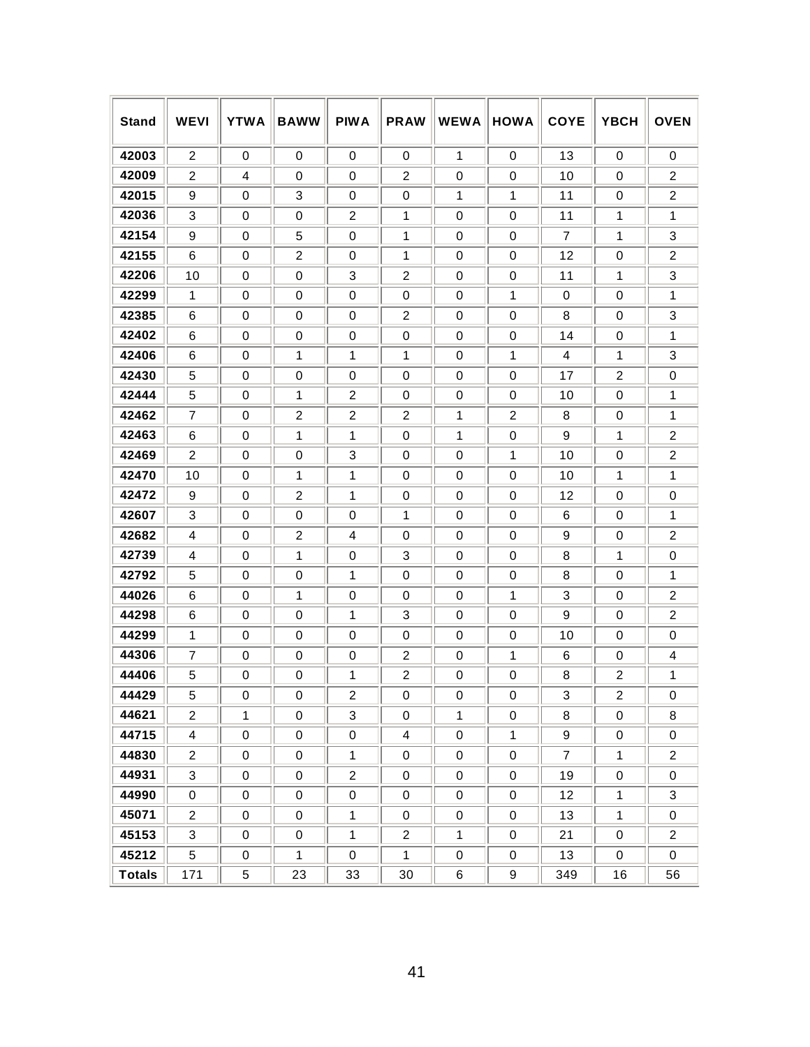| Stand | WEVI | YTWA | BAWW | PIWA | PRAW | WEWA | HOWA | COYE | YBCH | OVEN |
|---|---|---|---|---|---|---|---|---|---|---|
| 42003 | 2 | 0 | 0 | 0 | 0 | 1 | 0 | 13 | 0 | 0 |
| 42009 | 2 | 4 | 0 | 0 | 2 | 0 | 0 | 10 | 0 | 2 |
| 42015 | 9 | 0 | 3 | 0 | 0 | 1 | 1 | 11 | 0 | 2 |
| 42036 | 3 | 0 | 0 | 2 | 1 | 0 | 0 | 11 | 1 | 1 |
| 42154 | 9 | 0 | 5 | 0 | 1 | 0 | 0 | 7 | 1 | 3 |
| 42155 | 6 | 0 | 2 | 0 | 1 | 0 | 0 | 12 | 0 | 2 |
| 42206 | 10 | 0 | 0 | 3 | 2 | 0 | 0 | 11 | 1 | 3 |
| 42299 | 1 | 0 | 0 | 0 | 0 | 0 | 1 | 0 | 0 | 1 |
| 42385 | 6 | 0 | 0 | 0 | 2 | 0 | 0 | 8 | 0 | 3 |
| 42402 | 6 | 0 | 0 | 0 | 0 | 0 | 0 | 14 | 0 | 1 |
| 42406 | 6 | 0 | 1 | 1 | 1 | 0 | 1 | 4 | 1 | 3 |
| 42430 | 5 | 0 | 0 | 0 | 0 | 0 | 0 | 17 | 2 | 0 |
| 42444 | 5 | 0 | 1 | 2 | 0 | 0 | 0 | 10 | 0 | 1 |
| 42462 | 7 | 0 | 2 | 2 | 2 | 1 | 2 | 8 | 0 | 1 |
| 42463 | 6 | 0 | 1 | 1 | 0 | 1 | 0 | 9 | 1 | 2 |
| 42469 | 2 | 0 | 0 | 3 | 0 | 0 | 1 | 10 | 0 | 2 |
| 42470 | 10 | 0 | 1 | 1 | 0 | 0 | 0 | 10 | 1 | 1 |
| 42472 | 9 | 0 | 2 | 1 | 0 | 0 | 0 | 12 | 0 | 0 |
| 42607 | 3 | 0 | 0 | 0 | 1 | 0 | 0 | 6 | 0 | 1 |
| 42682 | 4 | 0 | 2 | 4 | 0 | 0 | 0 | 9 | 0 | 2 |
| 42739 | 4 | 0 | 1 | 0 | 3 | 0 | 0 | 8 | 1 | 0 |
| 42792 | 5 | 0 | 0 | 1 | 0 | 0 | 0 | 8 | 0 | 1 |
| 44026 | 6 | 0 | 1 | 0 | 0 | 0 | 1 | 3 | 0 | 2 |
| 44298 | 6 | 0 | 0 | 1 | 3 | 0 | 0 | 9 | 0 | 2 |
| 44299 | 1 | 0 | 0 | 0 | 0 | 0 | 0 | 10 | 0 | 0 |
| 44306 | 7 | 0 | 0 | 0 | 2 | 0 | 1 | 6 | 0 | 4 |
| 44406 | 5 | 0 | 0 | 1 | 2 | 0 | 0 | 8 | 2 | 1 |
| 44429 | 5 | 0 | 0 | 2 | 0 | 0 | 0 | 3 | 2 | 0 |
| 44621 | 2 | 1 | 0 | 3 | 0 | 1 | 0 | 8 | 0 | 8 |
| 44715 | 4 | 0 | 0 | 0 | 4 | 0 | 1 | 9 | 0 | 0 |
| 44830 | 2 | 0 | 0 | 1 | 0 | 0 | 0 | 7 | 1 | 2 |
| 44931 | 3 | 0 | 0 | 2 | 0 | 0 | 0 | 19 | 0 | 0 |
| 44990 | 0 | 0 | 0 | 0 | 0 | 0 | 0 | 12 | 1 | 3 |
| 45071 | 2 | 0 | 0 | 1 | 0 | 0 | 0 | 13 | 1 | 0 |
| 45153 | 3 | 0 | 0 | 1 | 2 | 1 | 0 | 21 | 0 | 2 |
| 45212 | 5 | 0 | 1 | 0 | 1 | 0 | 0 | 13 | 0 | 0 |
| Totals | 171 | 5 | 23 | 33 | 30 | 6 | 9 | 349 | 16 | 56 |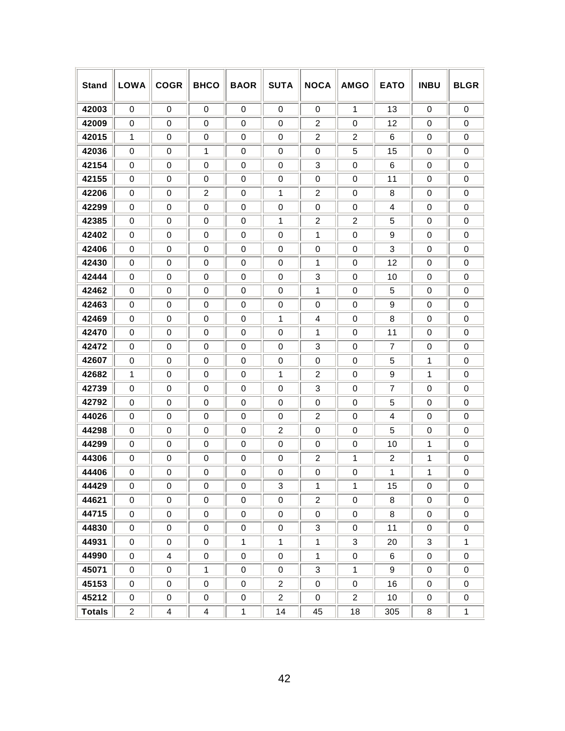| Stand | LOWA | COGR | BHCO | BAOR | SUTA | NOCA | AMGO | EATO | INBU | BLGR |
|---|---|---|---|---|---|---|---|---|---|---|
| 42003 | 0 | 0 | 0 | 0 | 0 | 0 | 1 | 13 | 0 | 0 |
| 42009 | 0 | 0 | 0 | 0 | 0 | 2 | 0 | 12 | 0 | 0 |
| 42015 | 1 | 0 | 0 | 0 | 0 | 2 | 2 | 6 | 0 | 0 |
| 42036 | 0 | 0 | 1 | 0 | 0 | 0 | 5 | 15 | 0 | 0 |
| 42154 | 0 | 0 | 0 | 0 | 0 | 3 | 0 | 6 | 0 | 0 |
| 42155 | 0 | 0 | 0 | 0 | 0 | 0 | 0 | 11 | 0 | 0 |
| 42206 | 0 | 0 | 2 | 0 | 1 | 2 | 0 | 8 | 0 | 0 |
| 42299 | 0 | 0 | 0 | 0 | 0 | 0 | 0 | 4 | 0 | 0 |
| 42385 | 0 | 0 | 0 | 0 | 1 | 2 | 2 | 5 | 0 | 0 |
| 42402 | 0 | 0 | 0 | 0 | 0 | 1 | 0 | 9 | 0 | 0 |
| 42406 | 0 | 0 | 0 | 0 | 0 | 0 | 0 | 3 | 0 | 0 |
| 42430 | 0 | 0 | 0 | 0 | 0 | 1 | 0 | 12 | 0 | 0 |
| 42444 | 0 | 0 | 0 | 0 | 0 | 3 | 0 | 10 | 0 | 0 |
| 42462 | 0 | 0 | 0 | 0 | 0 | 1 | 0 | 5 | 0 | 0 |
| 42463 | 0 | 0 | 0 | 0 | 0 | 0 | 0 | 9 | 0 | 0 |
| 42469 | 0 | 0 | 0 | 0 | 1 | 4 | 0 | 8 | 0 | 0 |
| 42470 | 0 | 0 | 0 | 0 | 0 | 1 | 0 | 11 | 0 | 0 |
| 42472 | 0 | 0 | 0 | 0 | 0 | 3 | 0 | 7 | 0 | 0 |
| 42607 | 0 | 0 | 0 | 0 | 0 | 0 | 0 | 5 | 1 | 0 |
| 42682 | 1 | 0 | 0 | 0 | 1 | 2 | 0 | 9 | 1 | 0 |
| 42739 | 0 | 0 | 0 | 0 | 0 | 3 | 0 | 7 | 0 | 0 |
| 42792 | 0 | 0 | 0 | 0 | 0 | 0 | 0 | 5 | 0 | 0 |
| 44026 | 0 | 0 | 0 | 0 | 0 | 2 | 0 | 4 | 0 | 0 |
| 44298 | 0 | 0 | 0 | 0 | 2 | 0 | 0 | 5 | 0 | 0 |
| 44299 | 0 | 0 | 0 | 0 | 0 | 0 | 0 | 10 | 1 | 0 |
| 44306 | 0 | 0 | 0 | 0 | 0 | 2 | 1 | 2 | 1 | 0 |
| 44406 | 0 | 0 | 0 | 0 | 0 | 0 | 0 | 1 | 1 | 0 |
| 44429 | 0 | 0 | 0 | 0 | 3 | 1 | 1 | 15 | 0 | 0 |
| 44621 | 0 | 0 | 0 | 0 | 0 | 2 | 0 | 8 | 0 | 0 |
| 44715 | 0 | 0 | 0 | 0 | 0 | 0 | 0 | 8 | 0 | 0 |
| 44830 | 0 | 0 | 0 | 0 | 0 | 3 | 0 | 11 | 0 | 0 |
| 44931 | 0 | 0 | 0 | 1 | 1 | 1 | 3 | 20 | 3 | 1 |
| 44990 | 0 | 4 | 0 | 0 | 0 | 1 | 0 | 6 | 0 | 0 |
| 45071 | 0 | 0 | 1 | 0 | 0 | 3 | 1 | 9 | 0 | 0 |
| 45153 | 0 | 0 | 0 | 0 | 2 | 0 | 0 | 16 | 0 | 0 |
| 45212 | 0 | 0 | 0 | 0 | 2 | 0 | 2 | 10 | 0 | 0 |
| Totals | 2 | 4 | 4 | 1 | 14 | 45 | 18 | 305 | 8 | 1 |